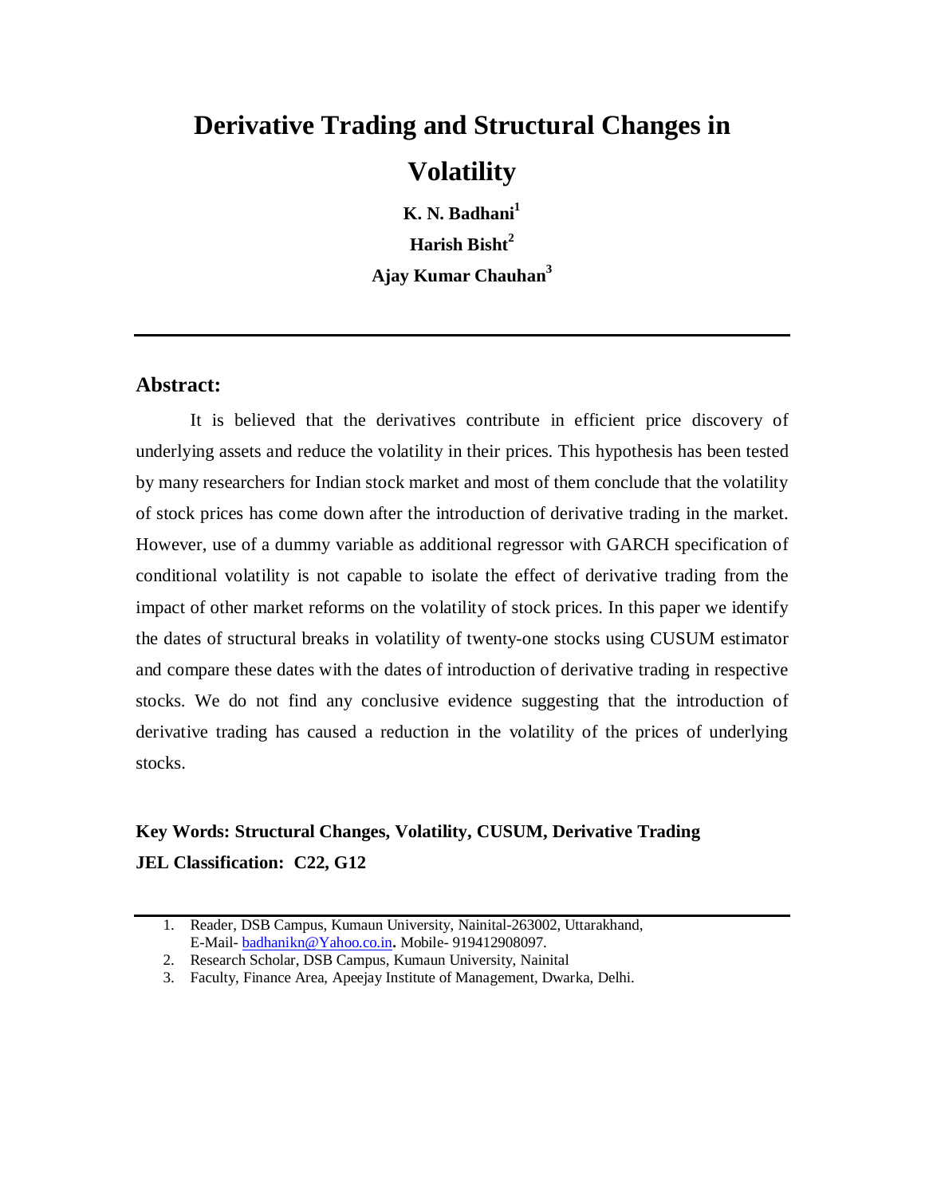# Derivative Trading and Structural Changes in Volatility

**K. N. Badhani[1]**

**Harish Bisht[2]**

**Ajay Kumar Chauhan[3]**

---

## Abstract:

It is believed that the derivatives contribute in efficient price discovery of underlying assets and reduce the volatility in their prices. This hypothesis has been tested by many researchers for Indian stock market and most of them conclude that the volatility of stock prices has come down after the introduction of derivative trading in the market. However, use of a dummy variable as additional regressor with GARCH specification of conditional volatility is not capable to isolate the effect of derivative trading from the impact of other market reforms on the volatility of stock prices. In this paper we identify the dates of structural breaks in volatility of twenty-one stocks using CUSUM estimator and compare these dates with the dates of introduction of derivative trading in respective stocks. We do not find any conclusive evidence suggesting that the introduction of derivative trading has caused a reduction in the volatility of the prices of underlying stocks.

**Key Words: Structural Changes, Volatility, CUSUM, Derivative Trading**

**JEL Classification: C22, G12**

---

1. Reader, DSB Campus, Kumaun University, Nainital-263002, Uttarakhand, E-Mail- badhanikn@Yahoo.co.in**.** Mobile- 919412908097.
2. Research Scholar, DSB Campus, Kumaun University, Nainital
3. Faculty, Finance Area, Apeejay Institute of Management, Dwarka, Delhi.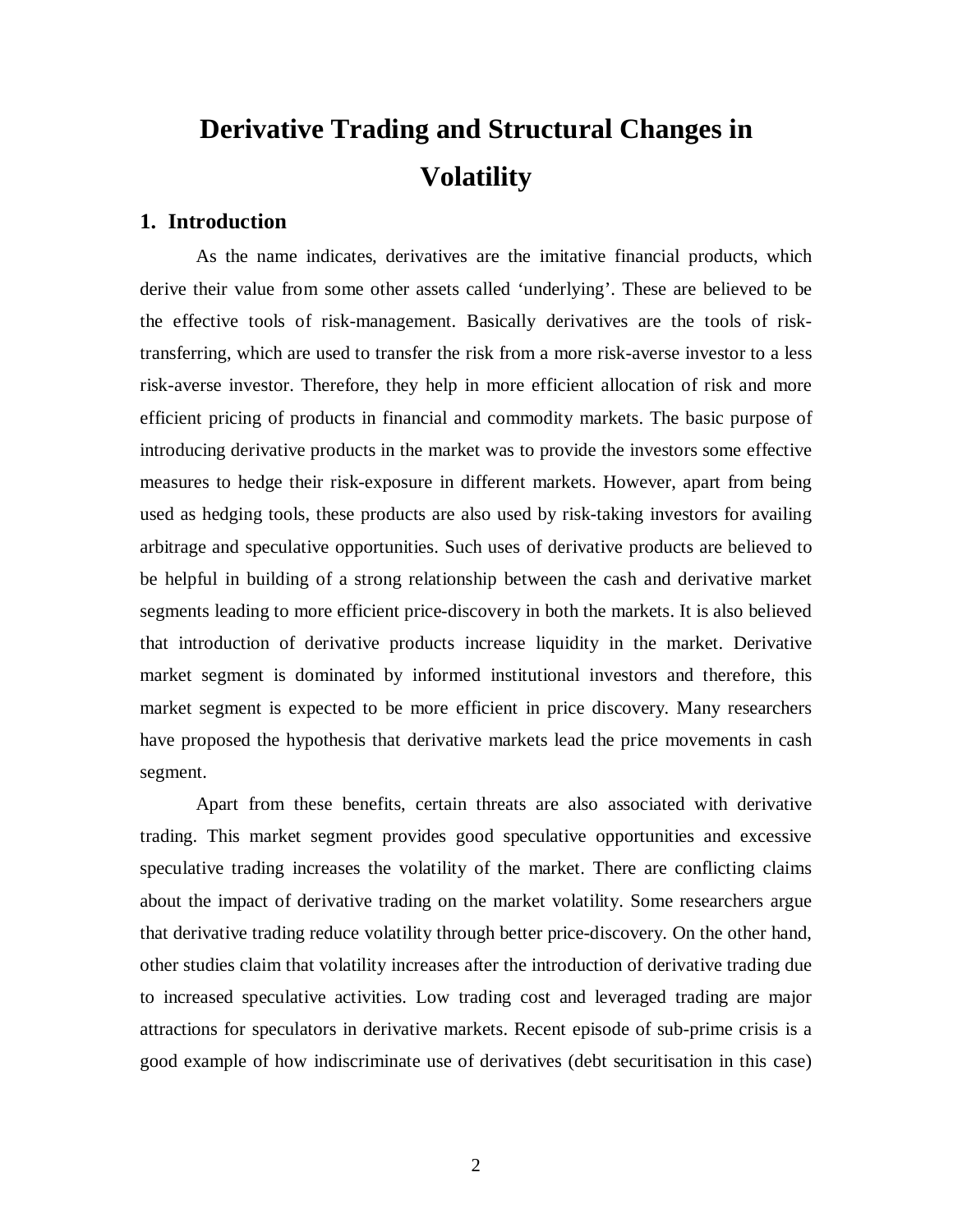# Derivative Trading and Structural Changes in Volatility

## 1. Introduction

As the name indicates, derivatives are the imitative financial products, which derive their value from some other assets called 'underlying'. These are believed to be the effective tools of risk-management. Basically derivatives are the tools of risk-transferring, which are used to transfer the risk from a more risk-averse investor to a less risk-averse investor. Therefore, they help in more efficient allocation of risk and more efficient pricing of products in financial and commodity markets. The basic purpose of introducing derivative products in the market was to provide the investors some effective measures to hedge their risk-exposure in different markets. However, apart from being used as hedging tools, these products are also used by risk-taking investors for availing arbitrage and speculative opportunities. Such uses of derivative products are believed to be helpful in building of a strong relationship between the cash and derivative market segments leading to more efficient price-discovery in both the markets. It is also believed that introduction of derivative products increase liquidity in the market. Derivative market segment is dominated by informed institutional investors and therefore, this market segment is expected to be more efficient in price discovery. Many researchers have proposed the hypothesis that derivative markets lead the price movements in cash segment.

Apart from these benefits, certain threats are also associated with derivative trading. This market segment provides good speculative opportunities and excessive speculative trading increases the volatility of the market. There are conflicting claims about the impact of derivative trading on the market volatility. Some researchers argue that derivative trading reduce volatility through better price-discovery. On the other hand, other studies claim that volatility increases after the introduction of derivative trading due to increased speculative activities. Low trading cost and leveraged trading are major attractions for speculators in derivative markets. Recent episode of sub-prime crisis is a good example of how indiscriminate use of derivatives (debt securitisation in this case)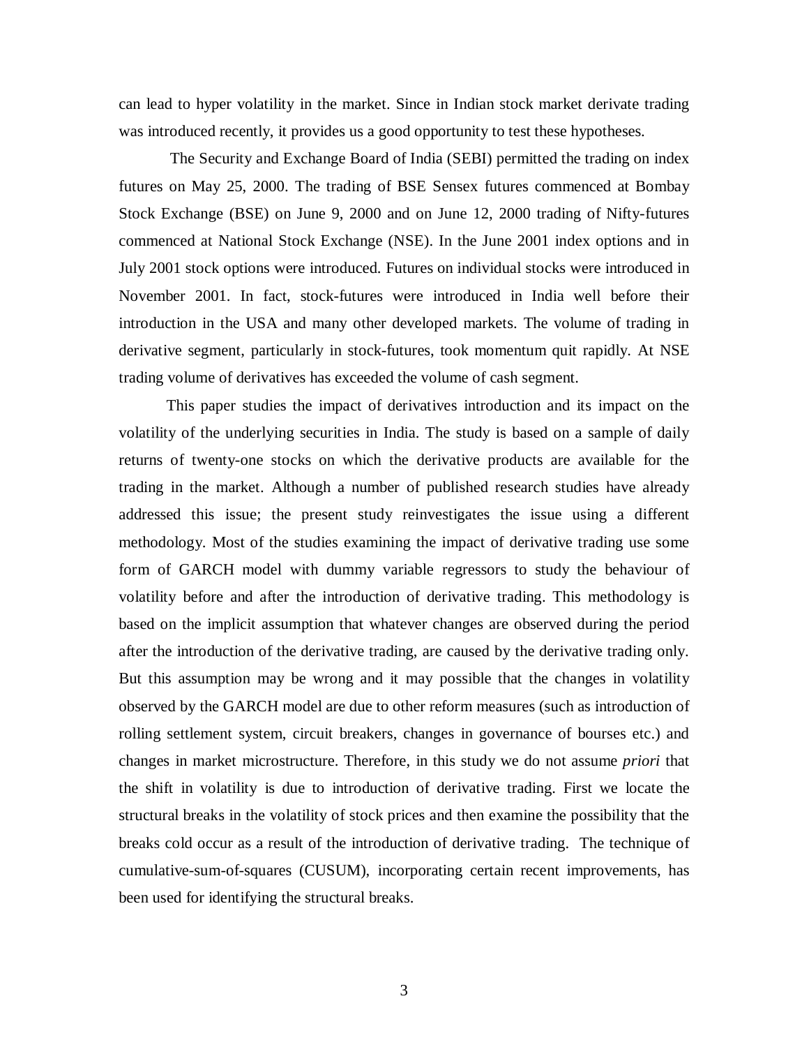can lead to hyper volatility in the market. Since in Indian stock market derivate trading was introduced recently, it provides us a good opportunity to test these hypotheses.

The Security and Exchange Board of India (SEBI) permitted the trading on index futures on May 25, 2000. The trading of BSE Sensex futures commenced at Bombay Stock Exchange (BSE) on June 9, 2000 and on June 12, 2000 trading of Nifty-futures commenced at National Stock Exchange (NSE). In the June 2001 index options and in July 2001 stock options were introduced. Futures on individual stocks were introduced in November 2001. In fact, stock-futures were introduced in India well before their introduction in the USA and many other developed markets. The volume of trading in derivative segment, particularly in stock-futures, took momentum quit rapidly. At NSE trading volume of derivatives has exceeded the volume of cash segment.

This paper studies the impact of derivatives introduction and its impact on the volatility of the underlying securities in India. The study is based on a sample of daily returns of twenty-one stocks on which the derivative products are available for the trading in the market. Although a number of published research studies have already addressed this issue; the present study reinvestigates the issue using a different methodology. Most of the studies examining the impact of derivative trading use some form of GARCH model with dummy variable regressors to study the behaviour of volatility before and after the introduction of derivative trading. This methodology is based on the implicit assumption that whatever changes are observed during the period after the introduction of the derivative trading, are caused by the derivative trading only. But this assumption may be wrong and it may possible that the changes in volatility observed by the GARCH model are due to other reform measures (such as introduction of rolling settlement system, circuit breakers, changes in governance of bourses etc.) and changes in market microstructure. Therefore, in this study we do not assume *priori* that the shift in volatility is due to introduction of derivative trading. First we locate the structural breaks in the volatility of stock prices and then examine the possibility that the breaks cold occur as a result of the introduction of derivative trading. The technique of cumulative-sum-of-squares (CUSUM), incorporating certain recent improvements, has been used for identifying the structural breaks.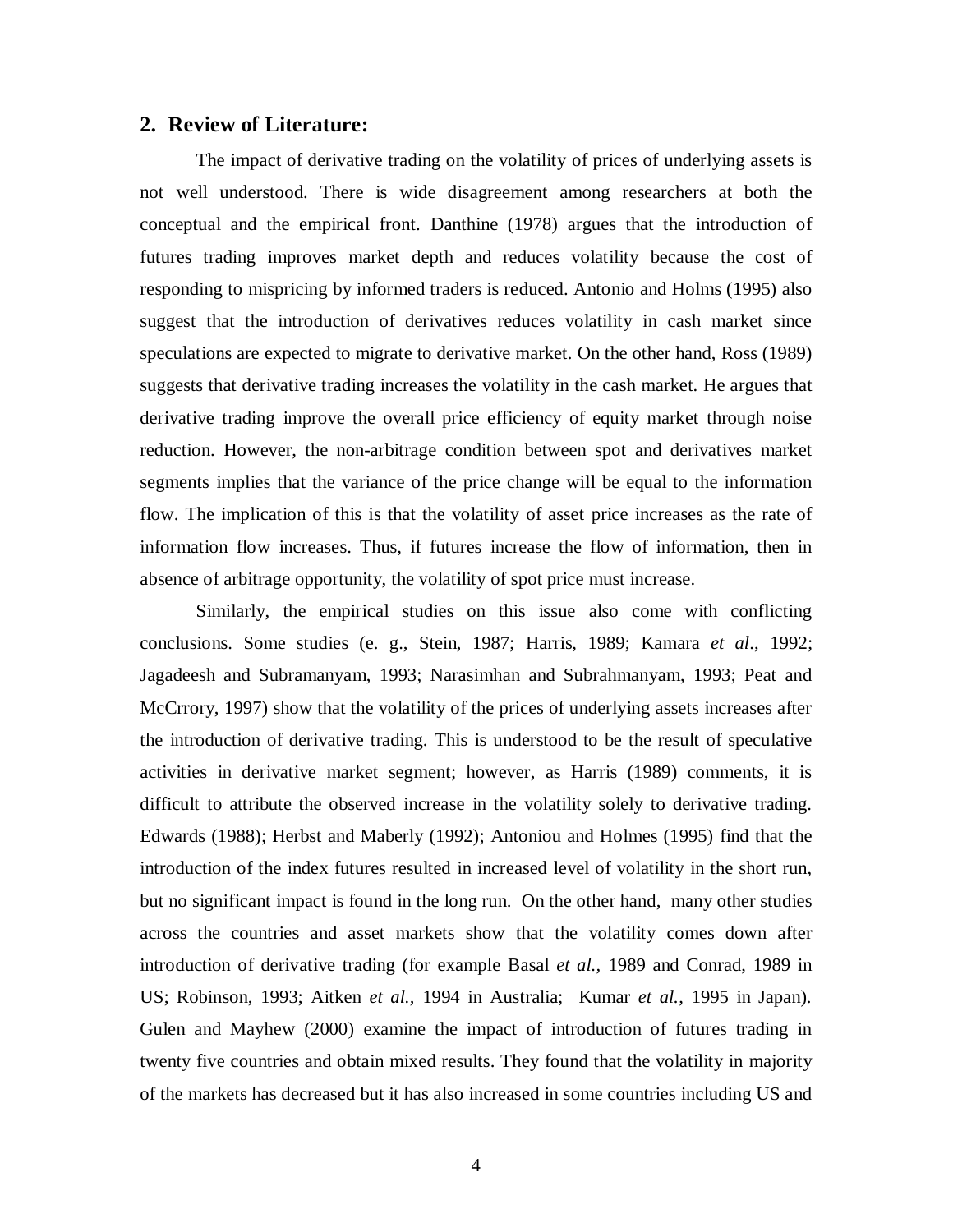## 2. Review of Literature:

The impact of derivative trading on the volatility of prices of underlying assets is not well understood. There is wide disagreement among researchers at both the conceptual and the empirical front. Danthine (1978) argues that the introduction of futures trading improves market depth and reduces volatility because the cost of responding to mispricing by informed traders is reduced. Antonio and Holms (1995) also suggest that the introduction of derivatives reduces volatility in cash market since speculations are expected to migrate to derivative market. On the other hand, Ross (1989) suggests that derivative trading increases the volatility in the cash market. He argues that derivative trading improve the overall price efficiency of equity market through noise reduction. However, the non-arbitrage condition between spot and derivatives market segments implies that the variance of the price change will be equal to the information flow. The implication of this is that the volatility of asset price increases as the rate of information flow increases. Thus, if futures increase the flow of information, then in absence of arbitrage opportunity, the volatility of spot price must increase.

Similarly, the empirical studies on this issue also come with conflicting conclusions. Some studies (e. g., Stein, 1987; Harris, 1989; Kamara *et al*., 1992; Jagadeesh and Subramanyam, 1993; Narasimhan and Subrahmanyam, 1993; Peat and McCrrory, 1997) show that the volatility of the prices of underlying assets increases after the introduction of derivative trading. This is understood to be the result of speculative activities in derivative market segment; however, as Harris (1989) comments, it is difficult to attribute the observed increase in the volatility solely to derivative trading. Edwards (1988); Herbst and Maberly (1992); Antoniou and Holmes (1995) find that the introduction of the index futures resulted in increased level of volatility in the short run, but no significant impact is found in the long run. On the other hand, many other studies across the countries and asset markets show that the volatility comes down after introduction of derivative trading (for example Basal *et al.,* 1989 and Conrad, 1989 in US; Robinson, 1993; Aitken *et al.,* 1994 in Australia; Kumar *et al.*, 1995 in Japan). Gulen and Mayhew (2000) examine the impact of introduction of futures trading in twenty five countries and obtain mixed results. They found that the volatility in majority of the markets has decreased but it has also increased in some countries including US and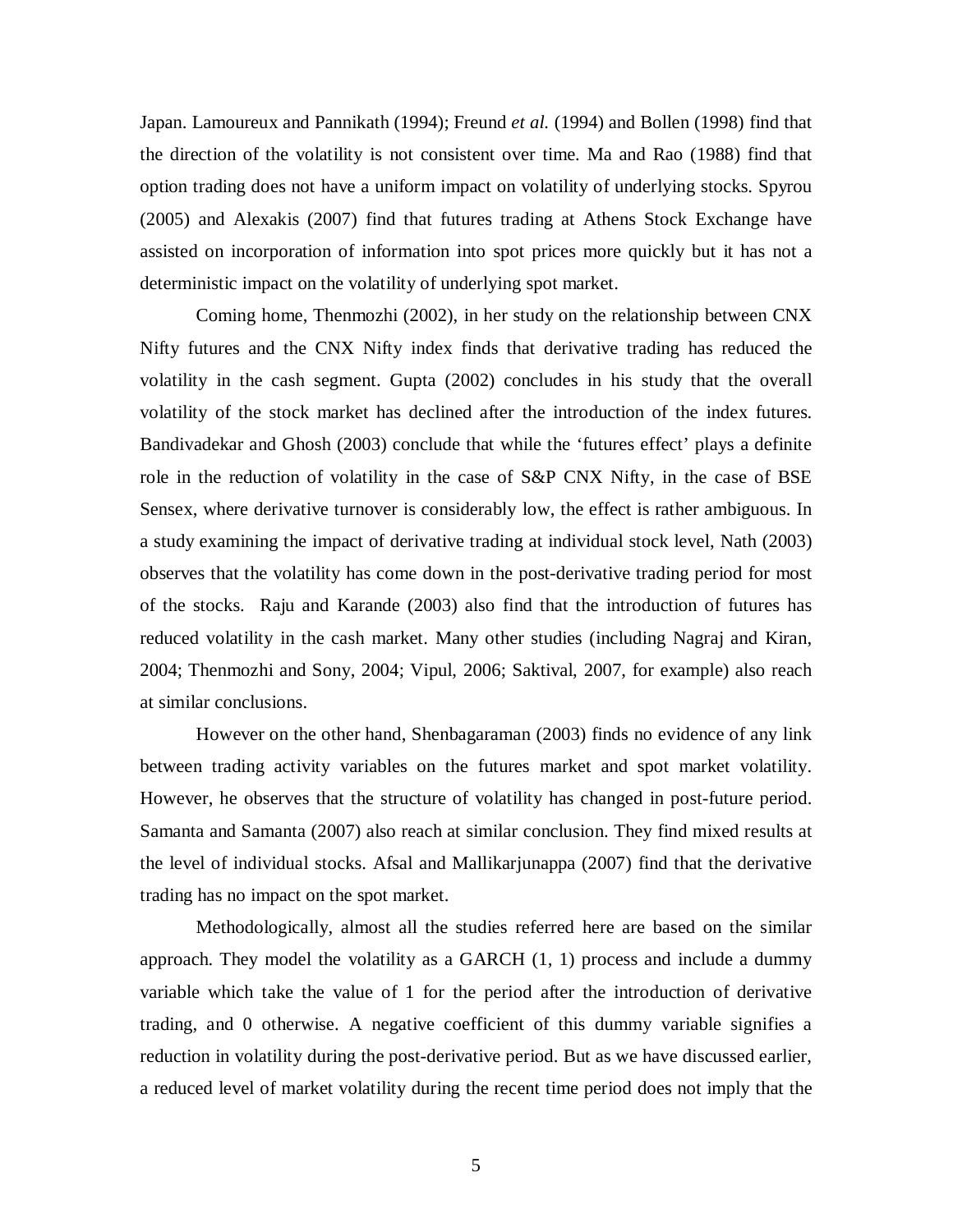Japan. Lamoureux and Pannikath (1994); Freund *et al.* (1994) and Bollen (1998) find that the direction of the volatility is not consistent over time. Ma and Rao (1988) find that option trading does not have a uniform impact on volatility of underlying stocks. Spyrou (2005) and Alexakis (2007) find that futures trading at Athens Stock Exchange have assisted on incorporation of information into spot prices more quickly but it has not a deterministic impact on the volatility of underlying spot market.

Coming home, Thenmozhi (2002), in her study on the relationship between CNX Nifty futures and the CNX Nifty index finds that derivative trading has reduced the volatility in the cash segment. Gupta (2002) concludes in his study that the overall volatility of the stock market has declined after the introduction of the index futures. Bandivadekar and Ghosh (2003) conclude that while the 'futures effect' plays a definite role in the reduction of volatility in the case of S&P CNX Nifty, in the case of BSE Sensex, where derivative turnover is considerably low, the effect is rather ambiguous. In a study examining the impact of derivative trading at individual stock level, Nath (2003) observes that the volatility has come down in the post-derivative trading period for most of the stocks. Raju and Karande (2003) also find that the introduction of futures has reduced volatility in the cash market. Many other studies (including Nagraj and Kiran, 2004; Thenmozhi and Sony, 2004; Vipul, 2006; Saktival, 2007, for example) also reach at similar conclusions.

However on the other hand, Shenbagaraman (2003) finds no evidence of any link between trading activity variables on the futures market and spot market volatility. However, he observes that the structure of volatility has changed in post-future period. Samanta and Samanta (2007) also reach at similar conclusion. They find mixed results at the level of individual stocks. Afsal and Mallikarjunappa (2007) find that the derivative trading has no impact on the spot market.

Methodologically, almost all the studies referred here are based on the similar approach. They model the volatility as a GARCH (1, 1) process and include a dummy variable which take the value of 1 for the period after the introduction of derivative trading, and 0 otherwise. A negative coefficient of this dummy variable signifies a reduction in volatility during the post-derivative period. But as we have discussed earlier, a reduced level of market volatility during the recent time period does not imply that the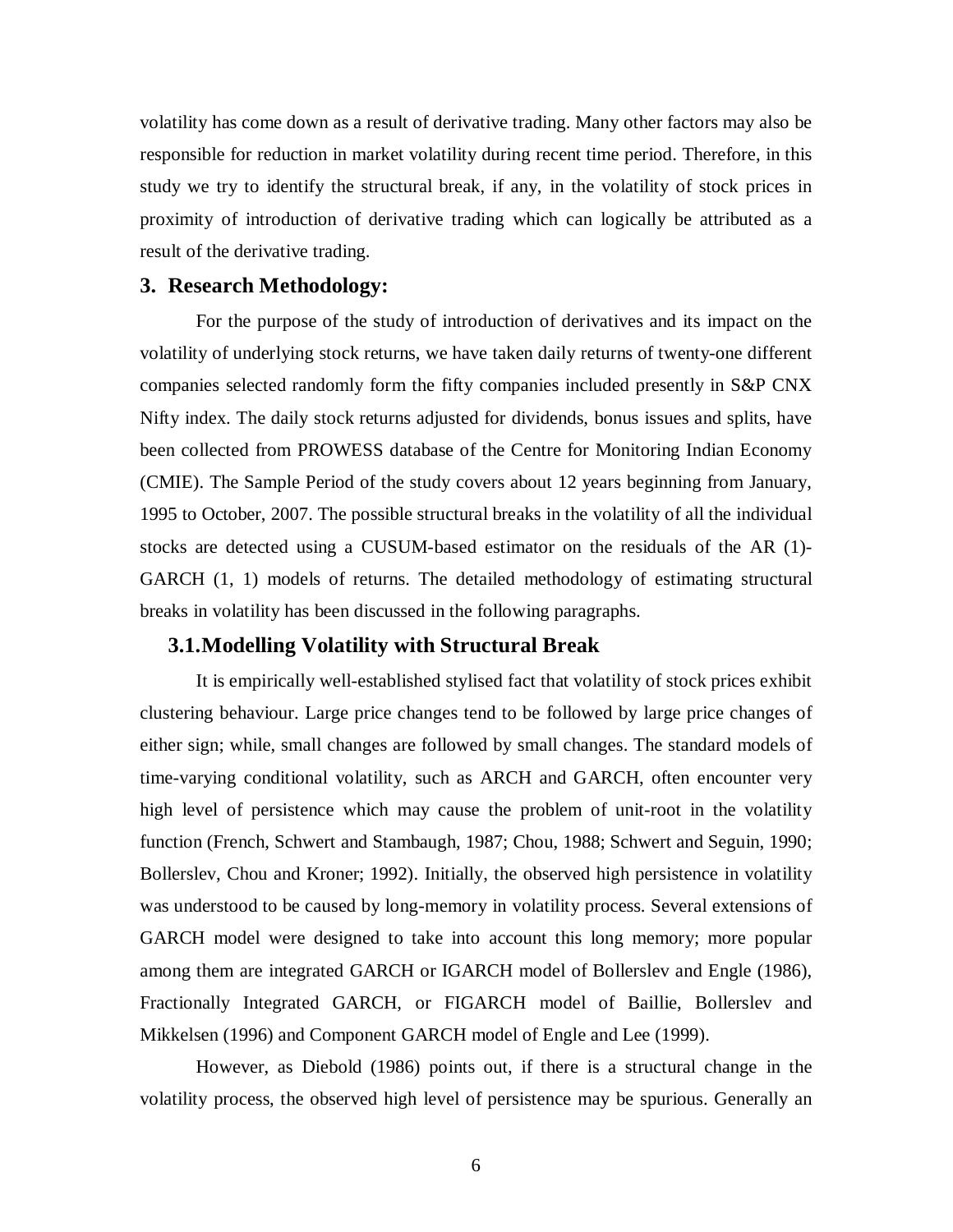volatility has come down as a result of derivative trading. Many other factors may also be responsible for reduction in market volatility during recent time period. Therefore, in this study we try to identify the structural break, if any, in the volatility of stock prices in proximity of introduction of derivative trading which can logically be attributed as a result of the derivative trading.

## 3. Research Methodology:

For the purpose of the study of introduction of derivatives and its impact on the volatility of underlying stock returns, we have taken daily returns of twenty-one different companies selected randomly form the fifty companies included presently in S&P CNX Nifty index. The daily stock returns adjusted for dividends, bonus issues and splits, have been collected from PROWESS database of the Centre for Monitoring Indian Economy (CMIE). The Sample Period of the study covers about 12 years beginning from January, 1995 to October, 2007. The possible structural breaks in the volatility of all the individual stocks are detected using a CUSUM-based estimator on the residuals of the AR (1)-GARCH (1, 1) models of returns. The detailed methodology of estimating structural breaks in volatility has been discussed in the following paragraphs.

### 3.1. Modelling Volatility with Structural Break

It is empirically well-established stylised fact that volatility of stock prices exhibit clustering behaviour. Large price changes tend to be followed by large price changes of either sign; while, small changes are followed by small changes. The standard models of time-varying conditional volatility, such as ARCH and GARCH, often encounter very high level of persistence which may cause the problem of unit-root in the volatility function (French, Schwert and Stambaugh, 1987; Chou, 1988; Schwert and Seguin, 1990; Bollerslev, Chou and Kroner; 1992). Initially, the observed high persistence in volatility was understood to be caused by long-memory in volatility process. Several extensions of GARCH model were designed to take into account this long memory; more popular among them are integrated GARCH or IGARCH model of Bollerslev and Engle (1986), Fractionally Integrated GARCH, or FIGARCH model of Baillie, Bollerslev and Mikkelsen (1996) and Component GARCH model of Engle and Lee (1999).

However, as Diebold (1986) points out, if there is a structural change in the volatility process, the observed high level of persistence may be spurious. Generally an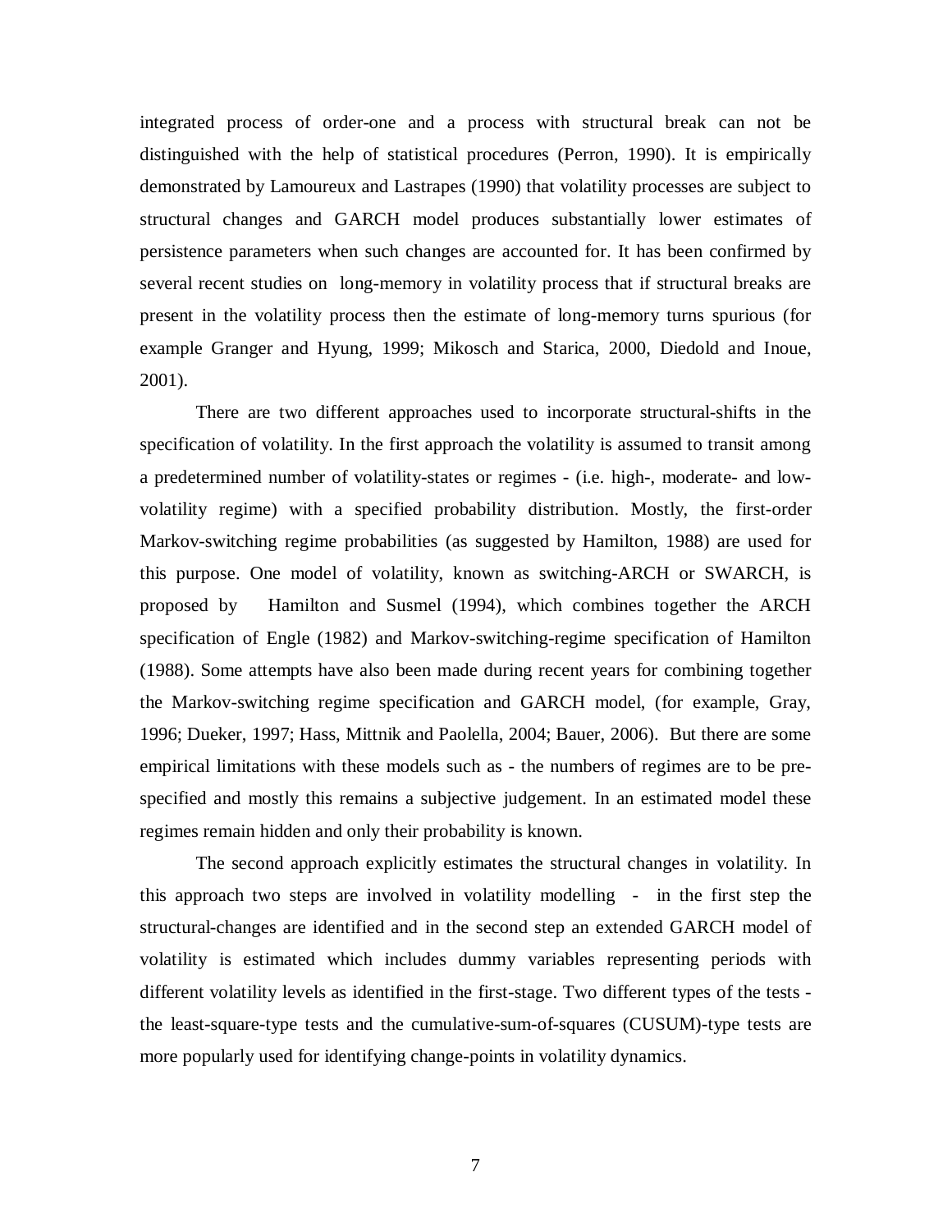integrated process of order-one and a process with structural break can not be distinguished with the help of statistical procedures (Perron, 1990). It is empirically demonstrated by Lamoureux and Lastrapes (1990) that volatility processes are subject to structural changes and GARCH model produces substantially lower estimates of persistence parameters when such changes are accounted for. It has been confirmed by several recent studies on long-memory in volatility process that if structural breaks are present in the volatility process then the estimate of long-memory turns spurious (for example Granger and Hyung, 1999; Mikosch and Starica, 2000, Diedold and Inoue, 2001).

There are two different approaches used to incorporate structural-shifts in the specification of volatility. In the first approach the volatility is assumed to transit among a predetermined number of volatility-states or regimes - (i.e. high-, moderate- and low-volatility regime) with a specified probability distribution. Mostly, the first-order Markov-switching regime probabilities (as suggested by Hamilton, 1988) are used for this purpose. One model of volatility, known as switching-ARCH or SWARCH, is proposed by Hamilton and Susmel (1994), which combines together the ARCH specification of Engle (1982) and Markov-switching-regime specification of Hamilton (1988). Some attempts have also been made during recent years for combining together the Markov-switching regime specification and GARCH model, (for example, Gray, 1996; Dueker, 1997; Hass, Mittnik and Paolella, 2004; Bauer, 2006). But there are some empirical limitations with these models such as - the numbers of regimes are to be pre-specified and mostly this remains a subjective judgement. In an estimated model these regimes remain hidden and only their probability is known.

The second approach explicitly estimates the structural changes in volatility. In this approach two steps are involved in volatility modelling - in the first step the structural-changes are identified and in the second step an extended GARCH model of volatility is estimated which includes dummy variables representing periods with different volatility levels as identified in the first-stage. Two different types of the tests - the least-square-type tests and the cumulative-sum-of-squares (CUSUM)-type tests are more popularly used for identifying change-points in volatility dynamics.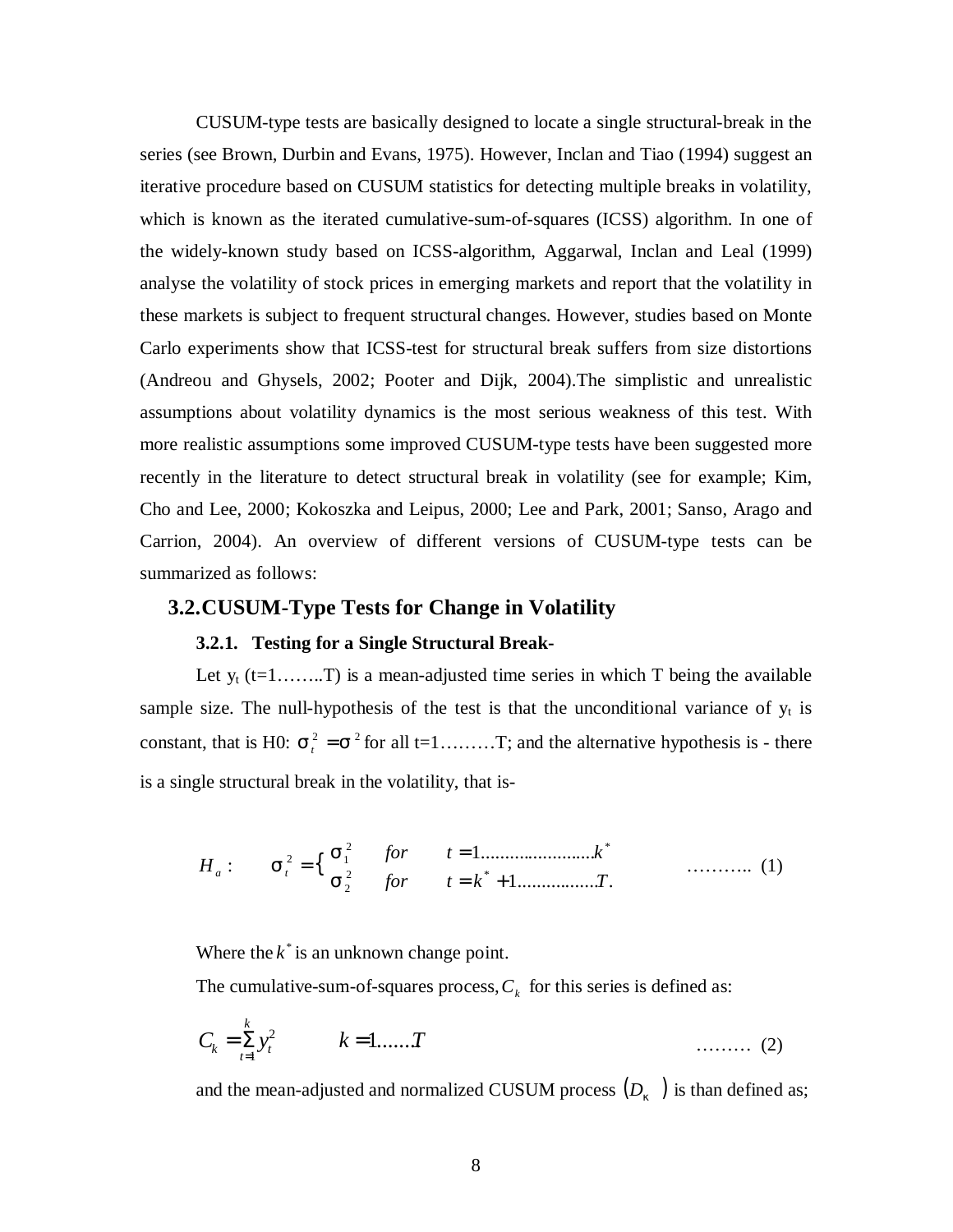CUSUM-type tests are basically designed to locate a single structural-break in the series (see Brown, Durbin and Evans, 1975). However, Inclan and Tiao (1994) suggest an iterative procedure based on CUSUM statistics for detecting multiple breaks in volatility, which is known as the iterated cumulative-sum-of-squares (ICSS) algorithm. In one of the widely-known study based on ICSS-algorithm, Aggarwal, Inclan and Leal (1999) analyse the volatility of stock prices in emerging markets and report that the volatility in these markets is subject to frequent structural changes. However, studies based on Monte Carlo experiments show that ICSS-test for structural break suffers from size distortions (Andreou and Ghysels, 2002; Pooter and Dijk, 2004).The simplistic and unrealistic assumptions about volatility dynamics is the most serious weakness of this test. With more realistic assumptions some improved CUSUM-type tests have been suggested more recently in the literature to detect structural break in volatility (see for example; Kim, Cho and Lee, 2000; Kokoszka and Leipus, 2000; Lee and Park, 2001; Sanso, Arago and Carrion, 2004). An overview of different versions of CUSUM-type tests can be summarized as follows:

## 3.2. CUSUM-Type Tests for Change in Volatility

### 3.2.1. Testing for a Single Structural Break-

Let $y_t$ (t=1……..T) is a mean-adjusted time series in which T being the available sample size. The null-hypothesis of the test is that the unconditional variance of $y_t$ is constant, that is H0: $\sigma_t^2 = \sigma^2$ for all t=1………T; and the alternative hypothesis is - there is a single structural break in the volatility, that is-

$$H_a: \quad \sigma_t^2 = \begin{cases} \sigma_1^2 & for \quad t = 1.......................k^* \\ \sigma_2^2 & for \quad t = k^* + 1................T. \end{cases} \qquad \text{……….. (1)}$$

Where the $k^*$ is an unknown change point.

The cumulative-sum-of-squares process, $C_k$ for this series is defined as:

$$C_k = \sum_{t=1}^{k} y_t^2 \qquad k = 1.......T \qquad \text{……… (2)}$$

and the mean-adjusted and normalized CUSUM process $(D_\kappa)$ is than defined as;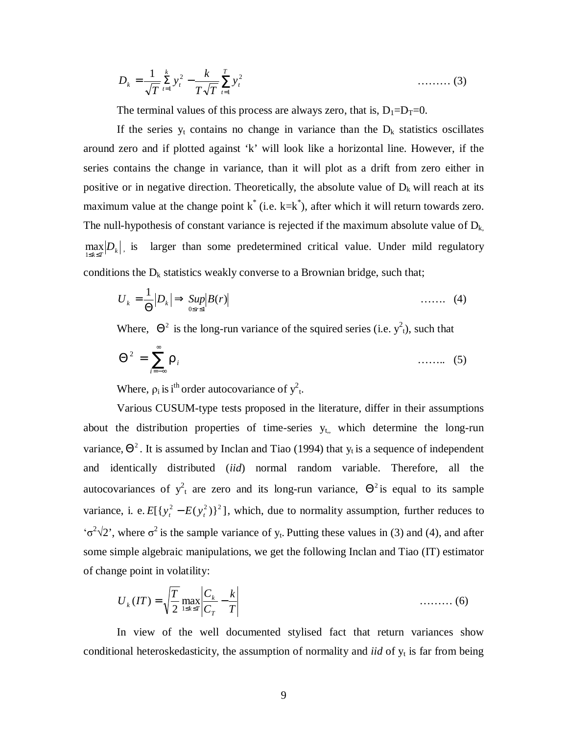$$D_k = \frac{1}{\sqrt{T}} \sum_{t=1}^{k} y_t^2 - \frac{k}{T\sqrt{T}} \sum_{t=1}^{T} y_t^2 \qquad \text{......... (3)}$$

The terminal values of this process are always zero, that is, $D_1 = D_T = 0$.

If the series $y_t$ contains no change in variance than the $D_k$ statistics oscillates around zero and if plotted against 'k' will look like a horizontal line. However, if the series contains the change in variance, than it will plot as a drift from zero either in positive or in negative direction. Theoretically, the absolute value of $D_k$ will reach at its maximum value at the change point $k^*$ (i.e. $k=k^*$), after which it will return towards zero. The null-hypothesis of constant variance is rejected if the maximum absolute value of $D_k$, $\max_{1 \le k \le T} |D_k|$, is larger than some predetermined critical value. Under mild regulatory conditions the $D_k$ statistics weakly converse to a Brownian bridge, such that;

$$U_k = \frac{1}{\Theta} |D_k| \Rightarrow \sup_{0 \le r \le 1} |B(r)| \qquad \text{....... (4)}$$

Where, $\Theta^2$ is the long-run variance of the squired series (i.e. $y_t^2$), such that

$$\Theta^2 = \sum_{i=-\infty}^{\infty} \rho_i \qquad \text{........ (5)}$$

Where, $\rho_i$ is $i^{th}$ order autocovariance of $y_t^2$.

Various CUSUM-type tests proposed in the literature, differ in their assumptions about the distribution properties of time-series $y_t$, which determine the long-run variance, $\Theta^2$. It is assumed by Inclan and Tiao (1994) that $y_t$ is a sequence of independent and identically distributed (*iid*) normal random variable. Therefore, all the autocovariances of $y_t^2$ are zero and its long-run variance, $\Theta^2$ is equal to its sample variance, i. e. $E[\{y_t^2 - E(y_t^2)\}^2]$, which, due to normality assumption, further reduces to '$\sigma^2\sqrt{2}$', where $\sigma^2$ is the sample variance of $y_t$. Putting these values in (3) and (4), and after some simple algebraic manipulations, we get the following Inclan and Tiao (IT) estimator of change point in volatility:

$$U_k(IT) = \sqrt{\frac{T}{2}} \max_{1 \le k \le T} \left| \frac{C_k}{C_T} - \frac{k}{T} \right| \qquad \text{......... (6)}$$

In view of the well documented stylised fact that return variances show conditional heteroskedasticity, the assumption of normality and *iid* of $y_t$ is far from being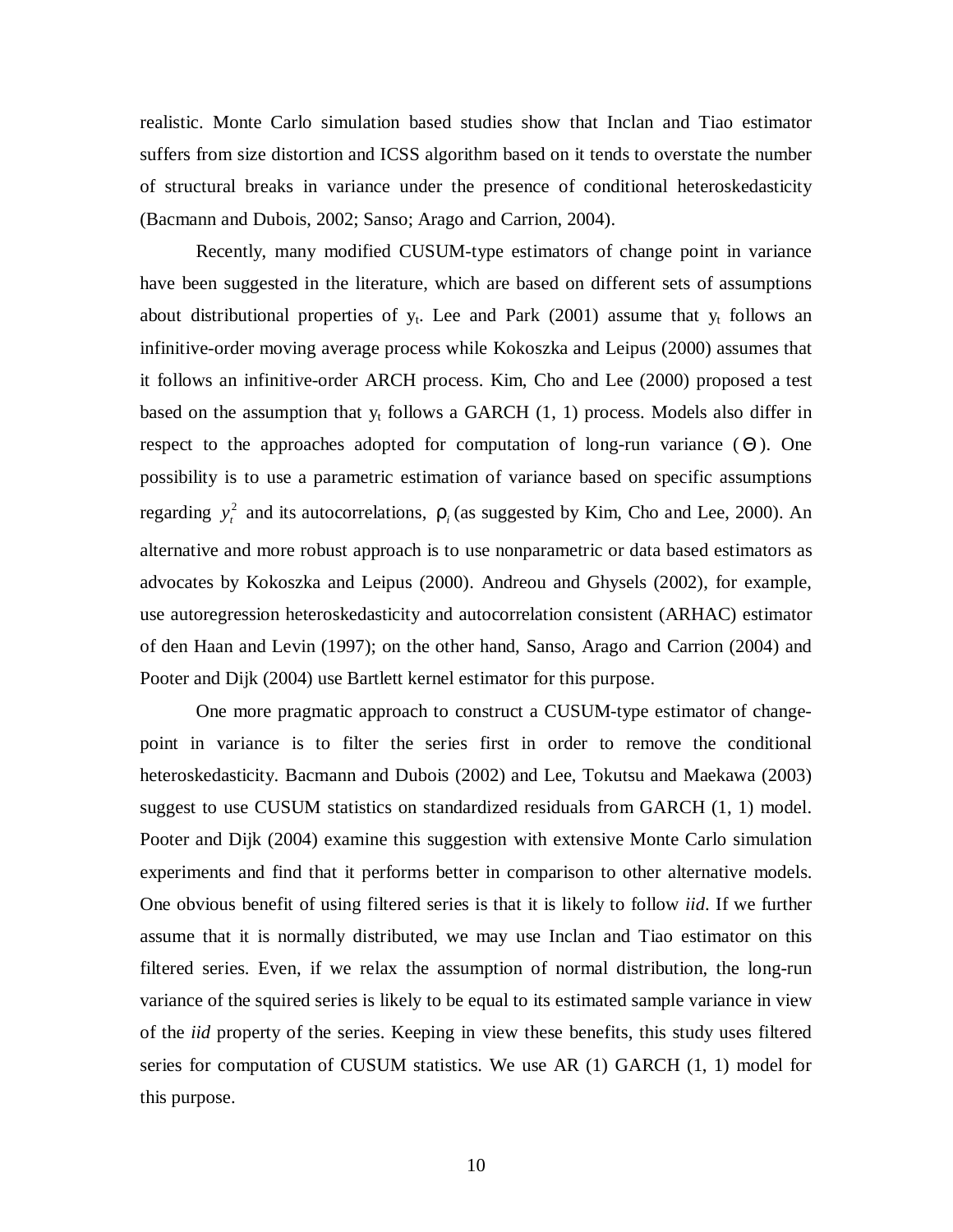realistic. Monte Carlo simulation based studies show that Inclan and Tiao estimator suffers from size distortion and ICSS algorithm based on it tends to overstate the number of structural breaks in variance under the presence of conditional heteroskedasticity (Bacmann and Dubois, 2002; Sanso; Arago and Carrion, 2004).

Recently, many modified CUSUM-type estimators of change point in variance have been suggested in the literature, which are based on different sets of assumptions about distributional properties of $y_t$. Lee and Park (2001) assume that $y_t$ follows an infinitive-order moving average process while Kokoszka and Leipus (2000) assumes that it follows an infinitive-order ARCH process. Kim, Cho and Lee (2000) proposed a test based on the assumption that $y_t$ follows a GARCH (1, 1) process. Models also differ in respect to the approaches adopted for computation of long-run variance ($\Theta$). One possibility is to use a parametric estimation of variance based on specific assumptions regarding $y_t^2$ and its autocorrelations, $\rho_i$ (as suggested by Kim, Cho and Lee, 2000). An alternative and more robust approach is to use nonparametric or data based estimators as advocates by Kokoszka and Leipus (2000). Andreou and Ghysels (2002), for example, use autoregression heteroskedasticity and autocorrelation consistent (ARHAC) estimator of den Haan and Levin (1997); on the other hand, Sanso, Arago and Carrion (2004) and Pooter and Dijk (2004) use Bartlett kernel estimator for this purpose.

One more pragmatic approach to construct a CUSUM-type estimator of change-point in variance is to filter the series first in order to remove the conditional heteroskedasticity. Bacmann and Dubois (2002) and Lee, Tokutsu and Maekawa (2003) suggest to use CUSUM statistics on standardized residuals from GARCH (1, 1) model. Pooter and Dijk (2004) examine this suggestion with extensive Monte Carlo simulation experiments and find that it performs better in comparison to other alternative models. One obvious benefit of using filtered series is that it is likely to follow *iid*. If we further assume that it is normally distributed, we may use Inclan and Tiao estimator on this filtered series. Even, if we relax the assumption of normal distribution, the long-run variance of the squired series is likely to be equal to its estimated sample variance in view of the *iid* property of the series. Keeping in view these benefits, this study uses filtered series for computation of CUSUM statistics. We use AR (1) GARCH (1, 1) model for this purpose.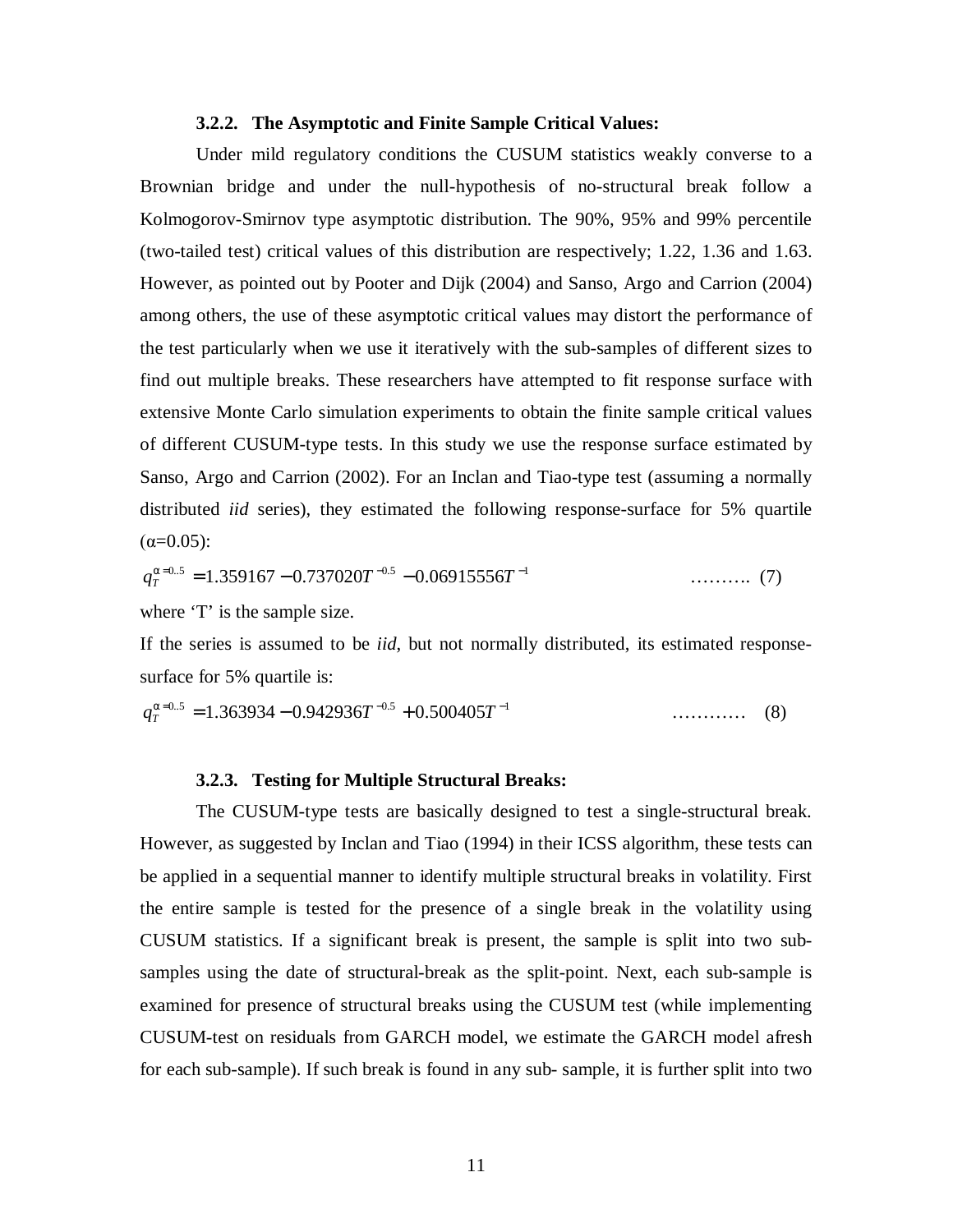### 3.2.2. The Asymptotic and Finite Sample Critical Values:

Under mild regulatory conditions the CUSUM statistics weakly converse to a Brownian bridge and under the null-hypothesis of no-structural break follow a Kolmogorov-Smirnov type asymptotic distribution. The 90%, 95% and 99% percentile (two-tailed test) critical values of this distribution are respectively; 1.22, 1.36 and 1.63. However, as pointed out by Pooter and Dijk (2004) and Sanso, Argo and Carrion (2004) among others, the use of these asymptotic critical values may distort the performance of the test particularly when we use it iteratively with the sub-samples of different sizes to find out multiple breaks. These researchers have attempted to fit response surface with extensive Monte Carlo simulation experiments to obtain the finite sample critical values of different CUSUM-type tests. In this study we use the response surface estimated by Sanso, Argo and Carrion (2002). For an Inclan and Tiao-type test (assuming a normally distributed *iid* series), they estimated the following response-surface for 5% quartile ($\alpha$=0.05):

$$q_T^{\alpha=0..5} = 1.359167 - 0.737020T^{-0.5} - 0.06915556T^{-1} \quad \text{.......... (7)}$$

where 'T' is the sample size.

If the series is assumed to be *iid*, but not normally distributed, its estimated response-surface for 5% quartile is:

$$q_T^{\alpha=0..5} = 1.363934 - 0.942936T^{-0.5} + 0.500405T^{-1} \quad \text{............ (8)}$$

### 3.2.3. Testing for Multiple Structural Breaks:

The CUSUM-type tests are basically designed to test a single-structural break. However, as suggested by Inclan and Tiao (1994) in their ICSS algorithm, these tests can be applied in a sequential manner to identify multiple structural breaks in volatility. First the entire sample is tested for the presence of a single break in the volatility using CUSUM statistics. If a significant break is present, the sample is split into two sub-samples using the date of structural-break as the split-point. Next, each sub-sample is examined for presence of structural breaks using the CUSUM test (while implementing CUSUM-test on residuals from GARCH model, we estimate the GARCH model afresh for each sub-sample). If such break is found in any sub- sample, it is further split into two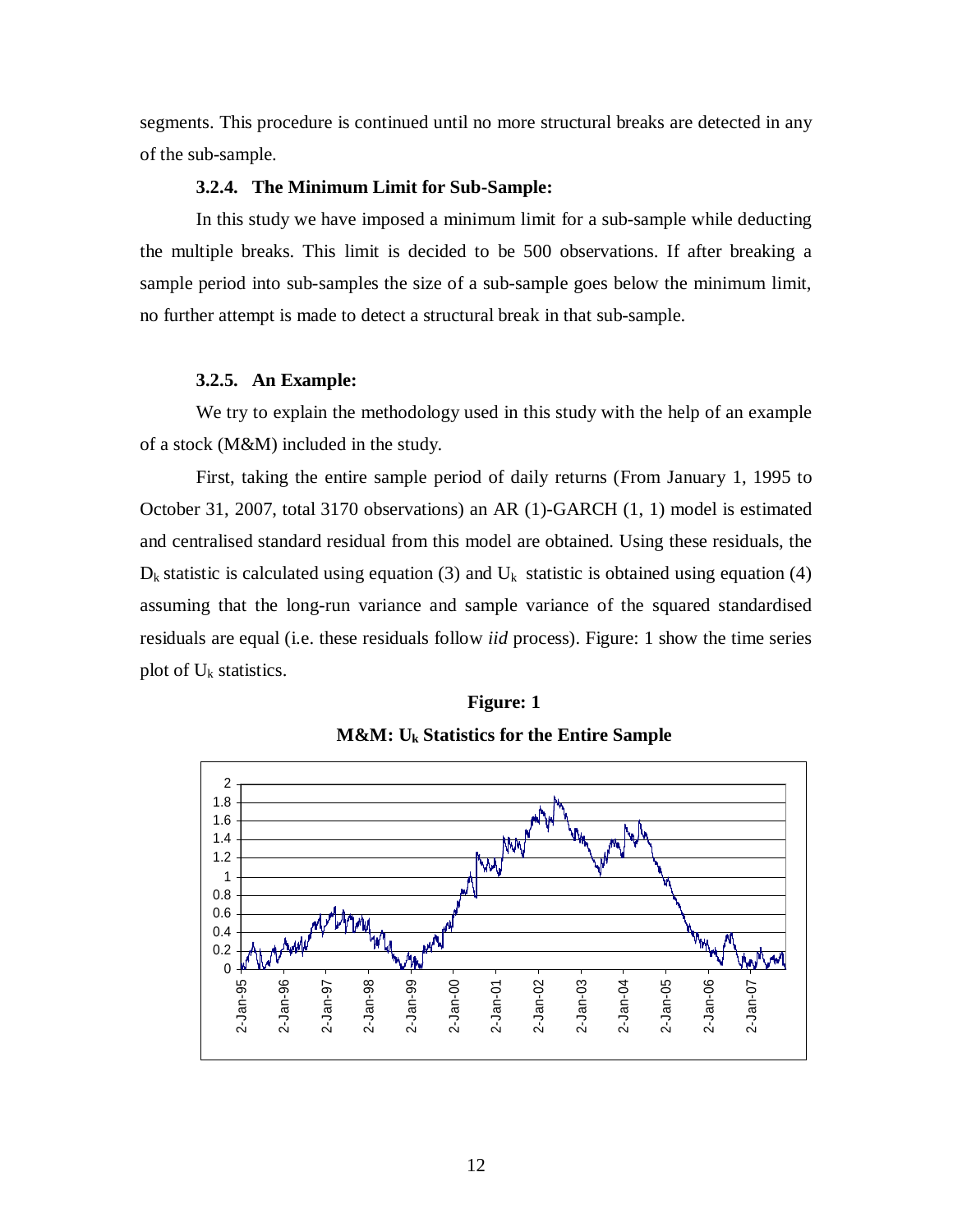segments. This procedure is continued until no more structural breaks are detected in any of the sub-sample.

### 3.2.4. The Minimum Limit for Sub-Sample:

In this study we have imposed a minimum limit for a sub-sample while deducting the multiple breaks. This limit is decided to be 500 observations. If after breaking a sample period into sub-samples the size of a sub-sample goes below the minimum limit, no further attempt is made to detect a structural break in that sub-sample.

### 3.2.5. An Example:

We try to explain the methodology used in this study with the help of an example of a stock (M&M) included in the study.

First, taking the entire sample period of daily returns (From January 1, 1995 to October 31, 2007, total 3170 observations) an AR (1)-GARCH (1, 1) model is estimated and centralised standard residual from this model are obtained. Using these residuals, the $D_k$ statistic is calculated using equation (3) and $U_k$ statistic is obtained using equation (4) assuming that the long-run variance and sample variance of the squared standardised residuals are equal (i.e. these residuals follow *iid* process). Figure: 1 show the time series plot of $U_k$ statistics.

**Figure: 1**

**M&M: $U_k$ Statistics for the Entire Sample**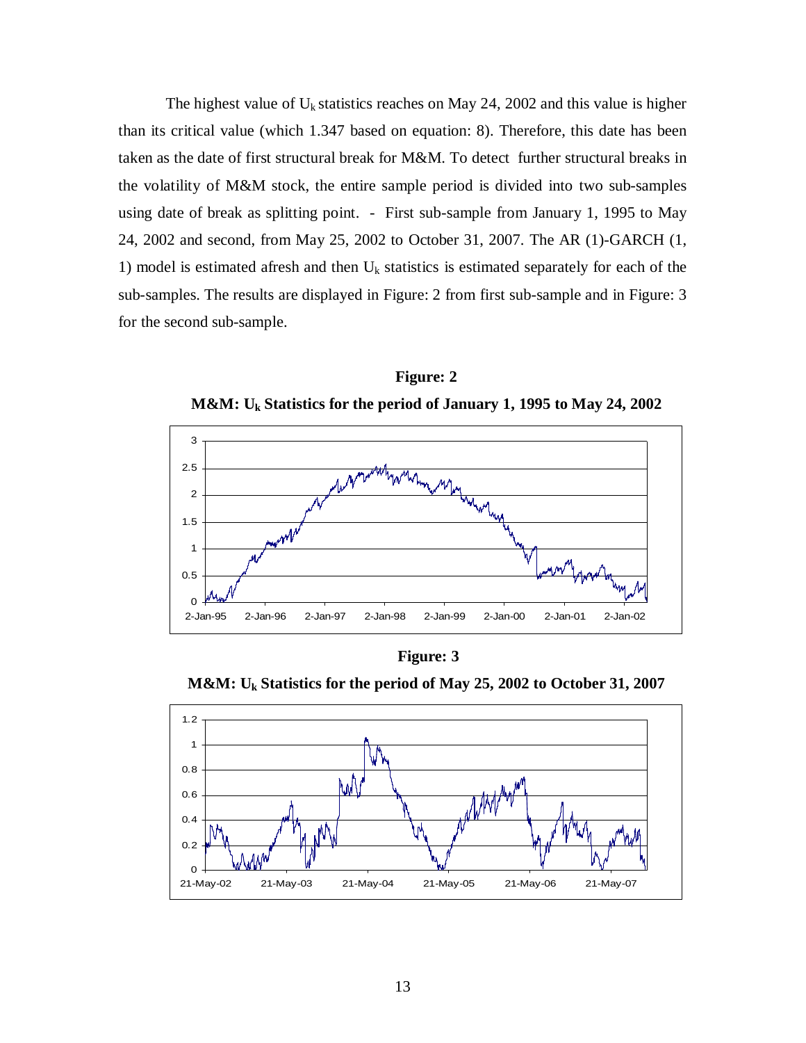The highest value of $U_k$ statistics reaches on May 24, 2002 and this value is higher than its critical value (which 1.347 based on equation: 8). Therefore, this date has been taken as the date of first structural break for M&M. To detect further structural breaks in the volatility of M&M stock, the entire sample period is divided into two sub-samples using date of break as splitting point. - First sub-sample from January 1, 1995 to May 24, 2002 and second, from May 25, 2002 to October 31, 2007. The AR (1)-GARCH (1, 1) model is estimated afresh and then $U_k$ statistics is estimated separately for each of the sub-samples. The results are displayed in Figure: 2 from first sub-sample and in Figure: 3 for the second sub-sample.

**Figure: 2**

**M&M: $U_k$ Statistics for the period of January 1, 1995 to May 24, 2002**

**Figure: 3**

**M&M: $U_k$ Statistics for the period of May 25, 2002 to October 31, 2007**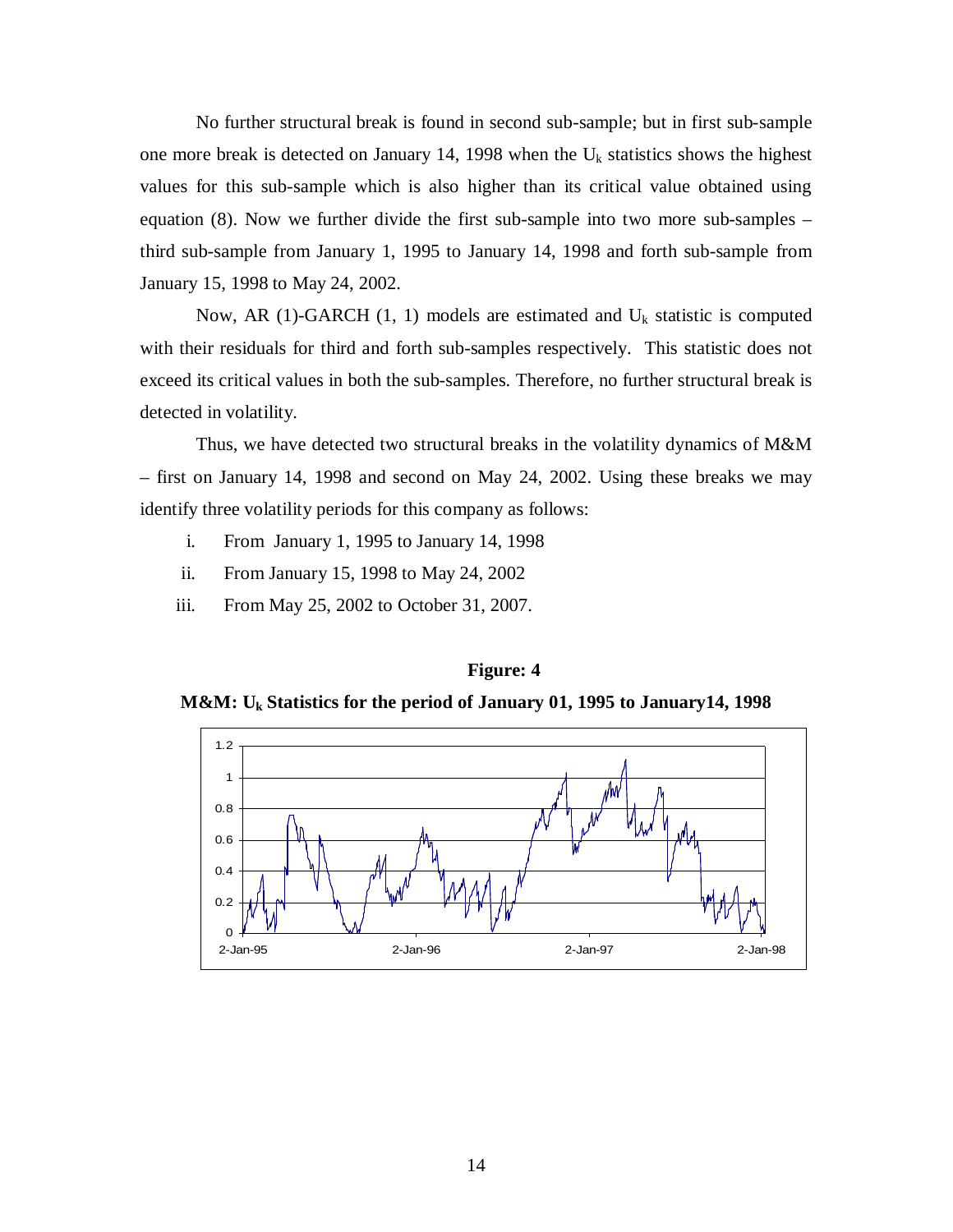No further structural break is found in second sub-sample; but in first sub-sample one more break is detected on January 14, 1998 when the $U_k$ statistics shows the highest values for this sub-sample which is also higher than its critical value obtained using equation (8). Now we further divide the first sub-sample into two more sub-samples – third sub-sample from January 1, 1995 to January 14, 1998 and forth sub-sample from January 15, 1998 to May 24, 2002.

Now, AR (1)-GARCH (1, 1) models are estimated and $U_k$ statistic is computed with their residuals for third and forth sub-samples respectively. This statistic does not exceed its critical values in both the sub-samples. Therefore, no further structural break is detected in volatility.

Thus, we have detected two structural breaks in the volatility dynamics of M&M – first on January 14, 1998 and second on May 24, 2002. Using these breaks we may identify three volatility periods for this company as follows:

i. From January 1, 1995 to January 14, 1998
ii. From January 15, 1998 to May 24, 2002
iii. From May 25, 2002 to October 31, 2007.

**Figure: 4**

**M&M: $U_k$ Statistics for the period of January 01, 1995 to January14, 1998**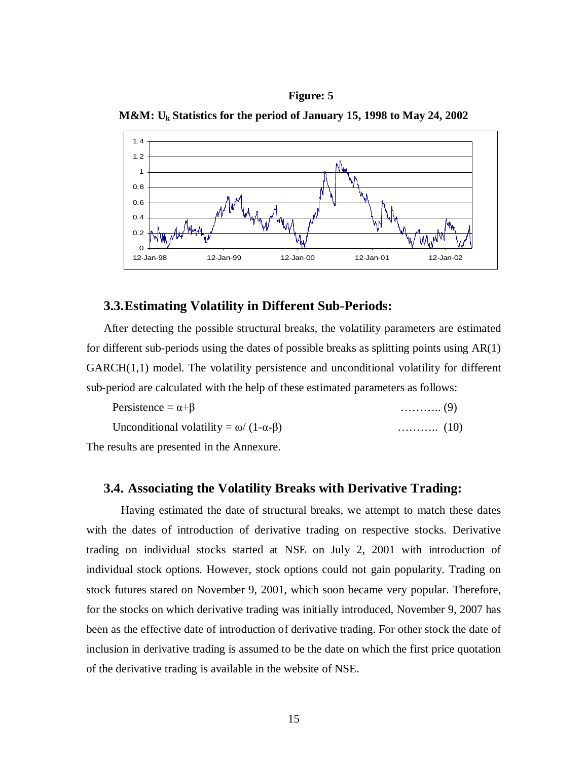**Figure: 5**

**M&M: $U_k$ Statistics for the period of January 15, 1998 to May 24, 2002**

## 3.3. Estimating Volatility in Different Sub-Periods:

After detecting the possible structural breaks, the volatility parameters are estimated for different sub-periods using the dates of possible breaks as splitting points using AR(1) GARCH(1,1) model. The volatility persistence and unconditional volatility for different sub-period are calculated with the help of these estimated parameters as follows:

$$\text{Persistence} = \alpha+\beta \quad \text{……….. (9)}$$

$$\text{Unconditional volatility} = \omega/\,(1-\alpha-\beta) \quad \text{……….. (10)}$$

The results are presented in the Annexure.

## 3.4. Associating the Volatility Breaks with Derivative Trading:

Having estimated the date of structural breaks, we attempt to match these dates with the dates of introduction of derivative trading on respective stocks. Derivative trading on individual stocks started at NSE on July 2, 2001 with introduction of individual stock options. However, stock options could not gain popularity. Trading on stock futures stared on November 9, 2001, which soon became very popular. Therefore, for the stocks on which derivative trading was initially introduced, November 9, 2007 has been as the effective date of introduction of derivative trading. For other stock the date of inclusion in derivative trading is assumed to be the date on which the first price quotation of the derivative trading is available in the website of NSE.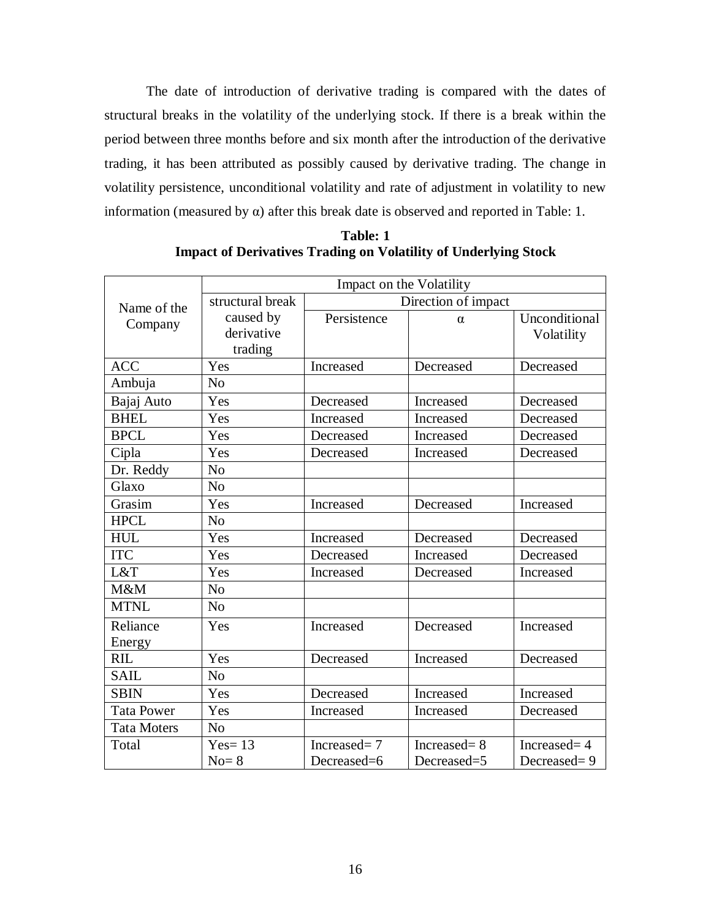The date of introduction of derivative trading is compared with the dates of structural breaks in the volatility of the underlying stock. If there is a break within the period between three months before and six month after the introduction of the derivative trading, it has been attributed as possibly caused by derivative trading. The change in volatility persistence, unconditional volatility and rate of adjustment in volatility to new information (measured by α) after this break date is observed and reported in Table: 1.

**Table: 1**
**Impact of Derivatives Trading on Volatility of Underlying Stock**

| Name of the Company | Impact on the Volatility | | | |
|---|---|---|---|---|
| | structural break caused by derivative trading | Direction of impact | | |
| | | Persistence | α | Unconditional Volatility |
| ACC | Yes | Increased | Decreased | Decreased |
| Ambuja | No | | | |
| Bajaj Auto | Yes | Decreased | Increased | Decreased |
| BHEL | Yes | Increased | Increased | Decreased |
| BPCL | Yes | Decreased | Increased | Decreased |
| Cipla | Yes | Decreased | Increased | Decreased |
| Dr. Reddy | No | | | |
| Glaxo | No | | | |
| Grasim | Yes | Increased | Decreased | Increased |
| HPCL | No | | | |
| HUL | Yes | Increased | Decreased | Decreased |
| ITC | Yes | Decreased | Increased | Decreased |
| L&T | Yes | Increased | Decreased | Increased |
| M&M | No | | | |
| MTNL | No | | | |
| Reliance Energy | Yes | Increased | Decreased | Increased |
| RIL | Yes | Decreased | Increased | Decreased |
| SAIL | No | | | |
| SBIN | Yes | Decreased | Increased | Increased |
| Tata Power | Yes | Increased | Increased | Decreased |
| Tata Moters | No | | | |
| Total | Yes= 13<br>No= 8 | Increased= 7<br>Decreased=6 | Increased= 8<br>Decreased=5 | Increased= 4<br>Decreased= 9 |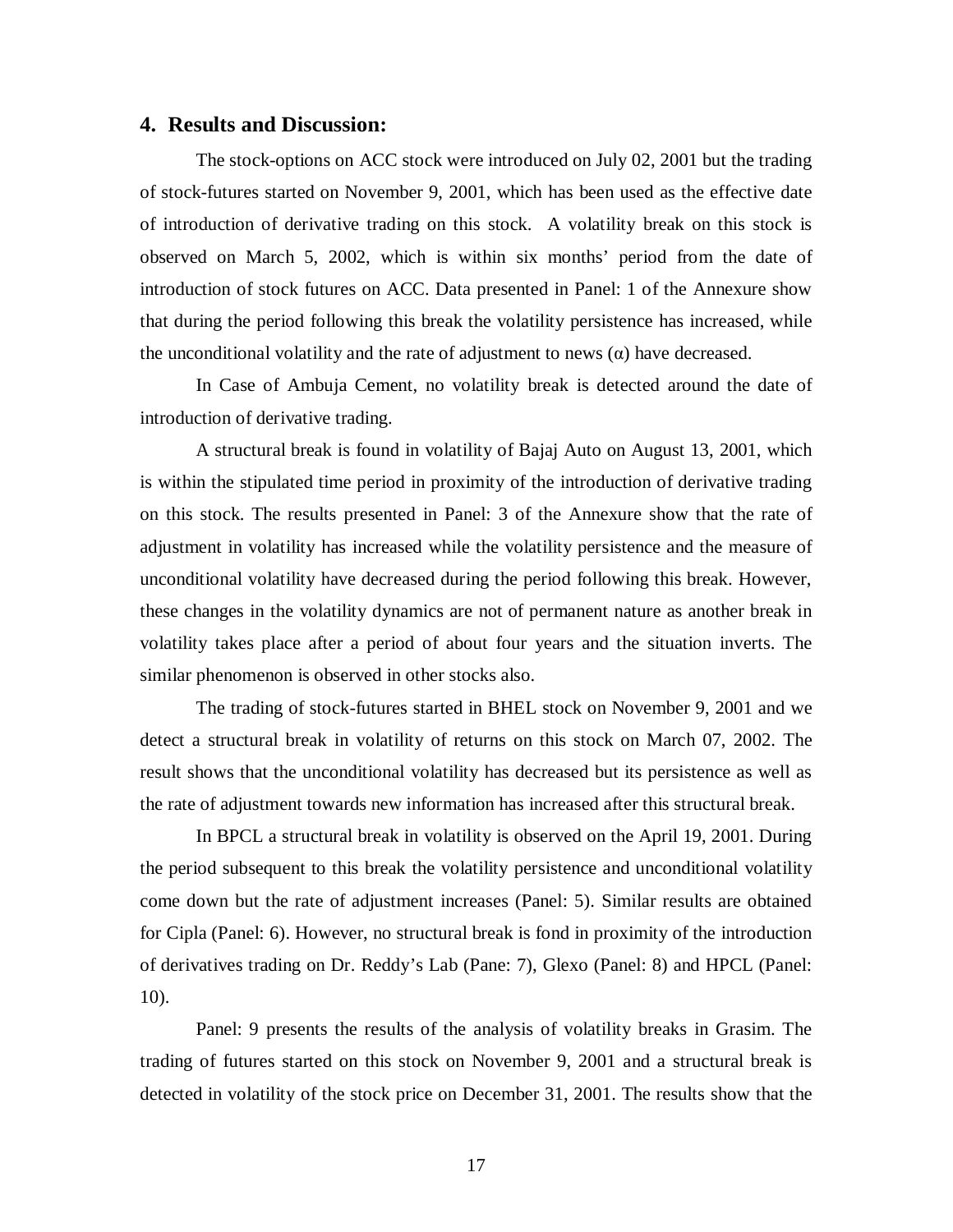## 4. Results and Discussion:

The stock-options on ACC stock were introduced on July 02, 2001 but the trading of stock-futures started on November 9, 2001, which has been used as the effective date of introduction of derivative trading on this stock. A volatility break on this stock is observed on March 5, 2002, which is within six months' period from the date of introduction of stock futures on ACC. Data presented in Panel: 1 of the Annexure show that during the period following this break the volatility persistence has increased, while the unconditional volatility and the rate of adjustment to news ($\alpha$) have decreased.

In Case of Ambuja Cement, no volatility break is detected around the date of introduction of derivative trading.

A structural break is found in volatility of Bajaj Auto on August 13, 2001, which is within the stipulated time period in proximity of the introduction of derivative trading on this stock. The results presented in Panel: 3 of the Annexure show that the rate of adjustment in volatility has increased while the volatility persistence and the measure of unconditional volatility have decreased during the period following this break. However, these changes in the volatility dynamics are not of permanent nature as another break in volatility takes place after a period of about four years and the situation inverts. The similar phenomenon is observed in other stocks also.

The trading of stock-futures started in BHEL stock on November 9, 2001 and we detect a structural break in volatility of returns on this stock on March 07, 2002. The result shows that the unconditional volatility has decreased but its persistence as well as the rate of adjustment towards new information has increased after this structural break.

In BPCL a structural break in volatility is observed on the April 19, 2001. During the period subsequent to this break the volatility persistence and unconditional volatility come down but the rate of adjustment increases (Panel: 5). Similar results are obtained for Cipla (Panel: 6). However, no structural break is fond in proximity of the introduction of derivatives trading on Dr. Reddy's Lab (Pane: 7), Glexo (Panel: 8) and HPCL (Panel: 10).

Panel: 9 presents the results of the analysis of volatility breaks in Grasim. The trading of futures started on this stock on November 9, 2001 and a structural break is detected in volatility of the stock price on December 31, 2001. The results show that the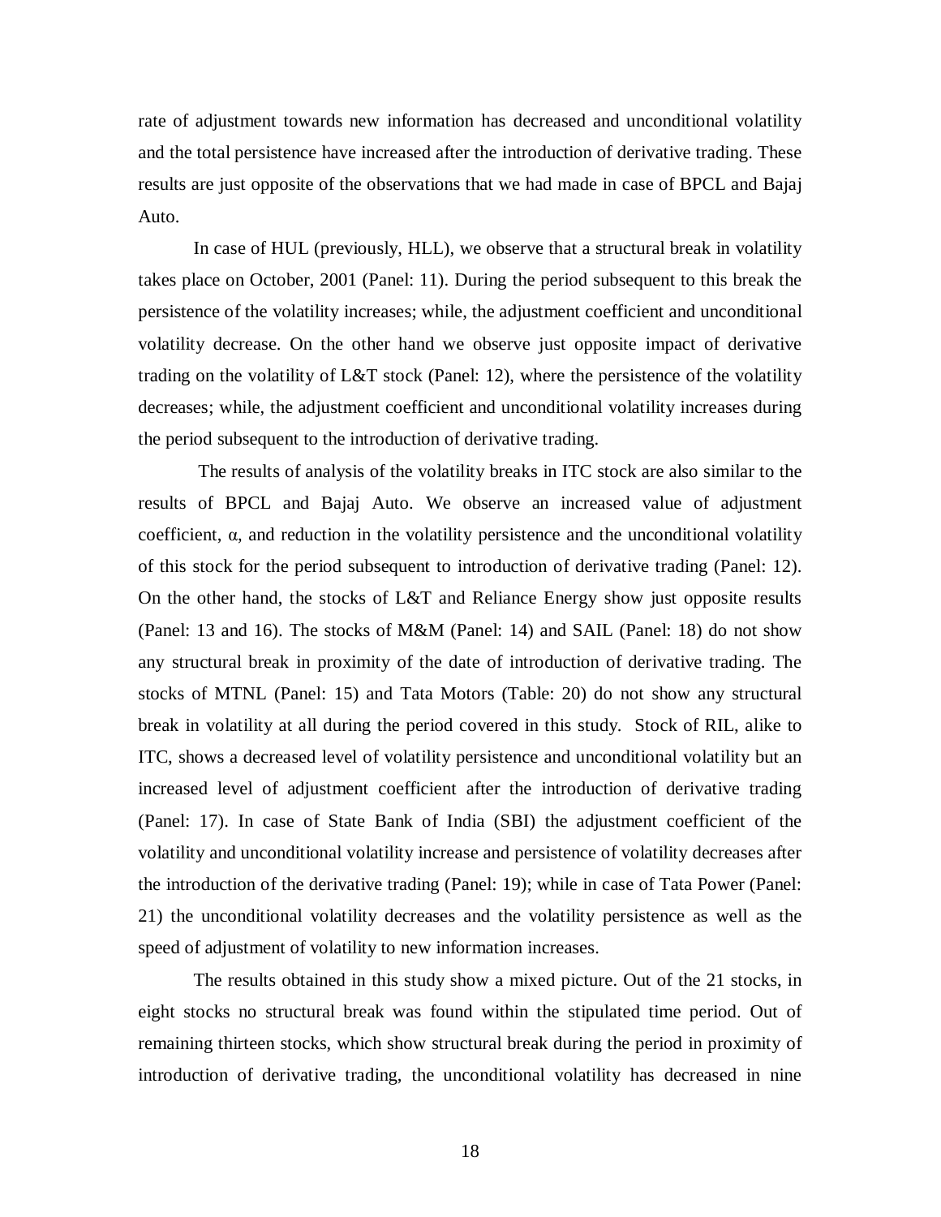rate of adjustment towards new information has decreased and unconditional volatility and the total persistence have increased after the introduction of derivative trading. These results are just opposite of the observations that we had made in case of BPCL and Bajaj Auto.

In case of HUL (previously, HLL), we observe that a structural break in volatility takes place on October, 2001 (Panel: 11). During the period subsequent to this break the persistence of the volatility increases; while, the adjustment coefficient and unconditional volatility decrease. On the other hand we observe just opposite impact of derivative trading on the volatility of L&T stock (Panel: 12), where the persistence of the volatility decreases; while, the adjustment coefficient and unconditional volatility increases during the period subsequent to the introduction of derivative trading.

The results of analysis of the volatility breaks in ITC stock are also similar to the results of BPCL and Bajaj Auto. We observe an increased value of adjustment coefficient, α, and reduction in the volatility persistence and the unconditional volatility of this stock for the period subsequent to introduction of derivative trading (Panel: 12). On the other hand, the stocks of L&T and Reliance Energy show just opposite results (Panel: 13 and 16). The stocks of M&M (Panel: 14) and SAIL (Panel: 18) do not show any structural break in proximity of the date of introduction of derivative trading. The stocks of MTNL (Panel: 15) and Tata Motors (Table: 20) do not show any structural break in volatility at all during the period covered in this study. Stock of RIL, alike to ITC, shows a decreased level of volatility persistence and unconditional volatility but an increased level of adjustment coefficient after the introduction of derivative trading (Panel: 17). In case of State Bank of India (SBI) the adjustment coefficient of the volatility and unconditional volatility increase and persistence of volatility decreases after the introduction of the derivative trading (Panel: 19); while in case of Tata Power (Panel: 21) the unconditional volatility decreases and the volatility persistence as well as the speed of adjustment of volatility to new information increases.

The results obtained in this study show a mixed picture. Out of the 21 stocks, in eight stocks no structural break was found within the stipulated time period. Out of remaining thirteen stocks, which show structural break during the period in proximity of introduction of derivative trading, the unconditional volatility has decreased in nine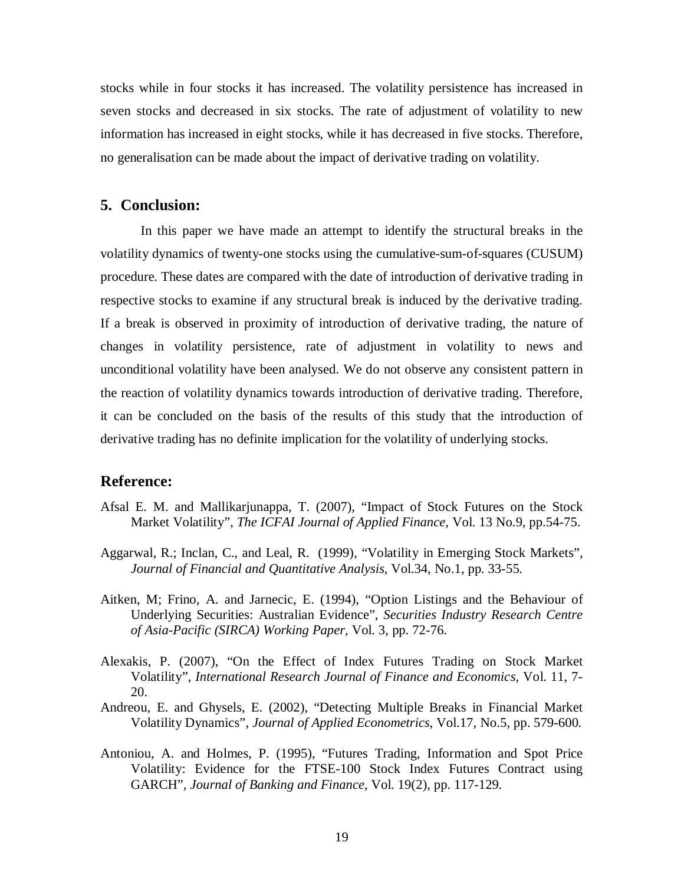stocks while in four stocks it has increased. The volatility persistence has increased in seven stocks and decreased in six stocks. The rate of adjustment of volatility to new information has increased in eight stocks, while it has decreased in five stocks. Therefore, no generalisation can be made about the impact of derivative trading on volatility.

## 5. Conclusion:

In this paper we have made an attempt to identify the structural breaks in the volatility dynamics of twenty-one stocks using the cumulative-sum-of-squares (CUSUM) procedure. These dates are compared with the date of introduction of derivative trading in respective stocks to examine if any structural break is induced by the derivative trading. If a break is observed in proximity of introduction of derivative trading, the nature of changes in volatility persistence, rate of adjustment in volatility to news and unconditional volatility have been analysed. We do not observe any consistent pattern in the reaction of volatility dynamics towards introduction of derivative trading. Therefore, it can be concluded on the basis of the results of this study that the introduction of derivative trading has no definite implication for the volatility of underlying stocks.

## Reference:

Afsal E. M. and Mallikarjunappa, T. (2007), "Impact of Stock Futures on the Stock Market Volatility", *The ICFAI Journal of Applied Finance*, Vol. 13 No.9, pp.54-75.

Aggarwal, R.; Inclan, C., and Leal, R. (1999), "Volatility in Emerging Stock Markets", *Journal of Financial and Quantitative Analysis*, Vol.34, No.1, pp. 33-55.

Aitken, M; Frino, A. and Jarnecic, E. (1994), "Option Listings and the Behaviour of Underlying Securities: Australian Evidence", *Securities Industry Research Centre of Asia-Pacific (SIRCA) Working Paper*, Vol. 3, pp. 72-76.

Alexakis, P. (2007), "On the Effect of Index Futures Trading on Stock Market Volatility", *International Research Journal of Finance and Economics*, Vol. 11, 7-20.

Andreou, E. and Ghysels, E. (2002), "Detecting Multiple Breaks in Financial Market Volatility Dynamics", *Journal of Applied Econometrics*, Vol.17, No.5, pp. 579-600.

Antoniou, A. and Holmes, P. (1995), "Futures Trading, Information and Spot Price Volatility: Evidence for the FTSE-100 Stock Index Futures Contract using GARCH", *Journal of Banking and Finance*, Vol. 19(2), pp. 117-129.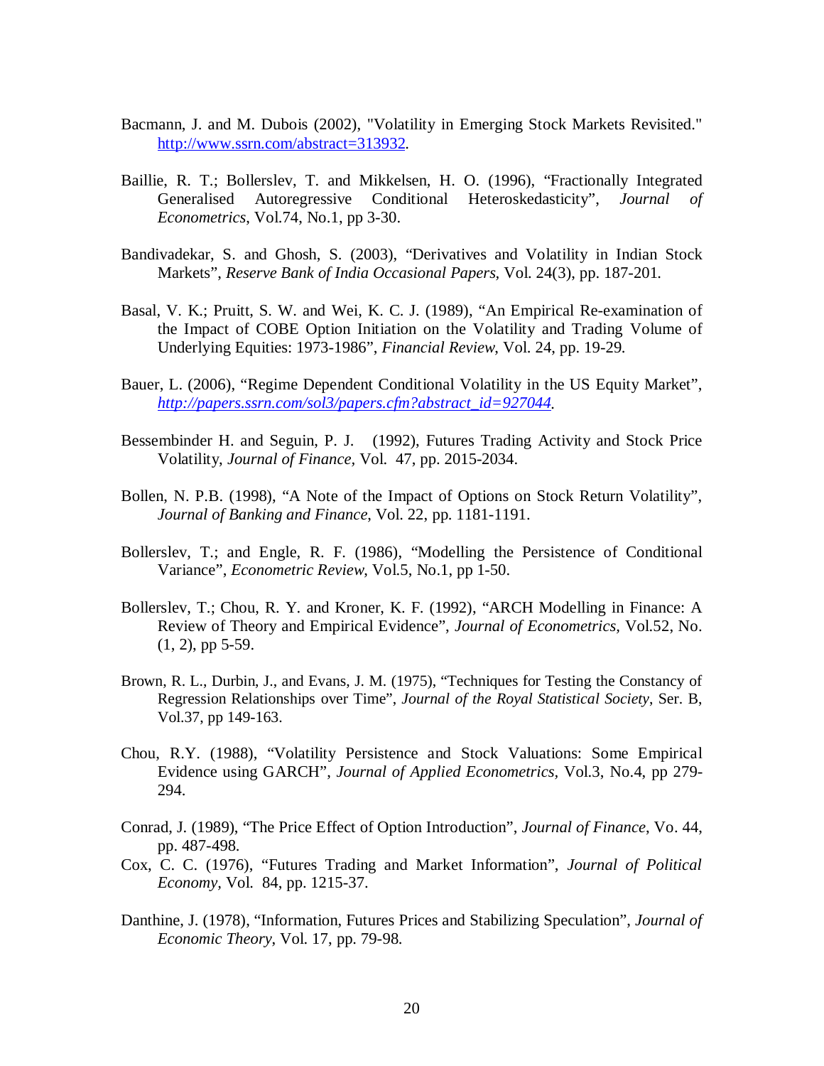Bacmann, J. and M. Dubois (2002), "Volatility in Emerging Stock Markets Revisited." http://www.ssrn.com/abstract=313932.

Baillie, R. T.; Bollerslev, T. and Mikkelsen, H. O. (1996), "Fractionally Integrated Generalised Autoregressive Conditional Heteroskedasticity", *Journal of Econometrics*, Vol.74, No.1, pp 3-30.

Bandivadekar, S. and Ghosh, S. (2003), "Derivatives and Volatility in Indian Stock Markets", *Reserve Bank of India Occasional Papers*, Vol. 24(3), pp. 187-201.

Basal, V. K.; Pruitt, S. W. and Wei, K. C. J. (1989), "An Empirical Re-examination of the Impact of COBE Option Initiation on the Volatility and Trading Volume of Underlying Equities: 1973-1986", *Financial Review*, Vol. 24, pp. 19-29.

Bauer, L. (2006), "Regime Dependent Conditional Volatility in the US Equity Market", *http://papers.ssrn.com/sol3/papers.cfm?abstract_id=927044*.

Bessembinder H. and Seguin, P. J. (1992), Futures Trading Activity and Stock Price Volatility, *Journal of Finance*, Vol. 47, pp. 2015-2034.

Bollen, N. P.B. (1998), "A Note of the Impact of Options on Stock Return Volatility", *Journal of Banking and Finance*, Vol. 22, pp. 1181-1191.

Bollerslev, T.; and Engle, R. F. (1986), "Modelling the Persistence of Conditional Variance", *Econometric Review*, Vol.5, No.1, pp 1-50.

Bollerslev, T.; Chou, R. Y. and Kroner, K. F. (1992), "ARCH Modelling in Finance: A Review of Theory and Empirical Evidence", *Journal of Econometrics,* Vol.52, No. (1, 2), pp 5-59.

Brown, R. L., Durbin, J., and Evans, J. M. (1975), "Techniques for Testing the Constancy of Regression Relationships over Time", *Journal of the Royal Statistical Society*, Ser. B, Vol.37, pp 149-163.

Chou, R.Y. (1988), "Volatility Persistence and Stock Valuations: Some Empirical Evidence using GARCH", *Journal of Applied Econometrics*, Vol.3, No.4, pp 279-294.

Conrad, J. (1989), "The Price Effect of Option Introduction", *Journal of Finance*, Vo. 44, pp. 487-498.

Cox, C. C. (1976), "Futures Trading and Market Information", *Journal of Political Economy*, Vol. 84, pp. 1215-37.

Danthine, J. (1978), "Information, Futures Prices and Stabilizing Speculation", *Journal of Economic Theory*, Vol. 17, pp. 79-98.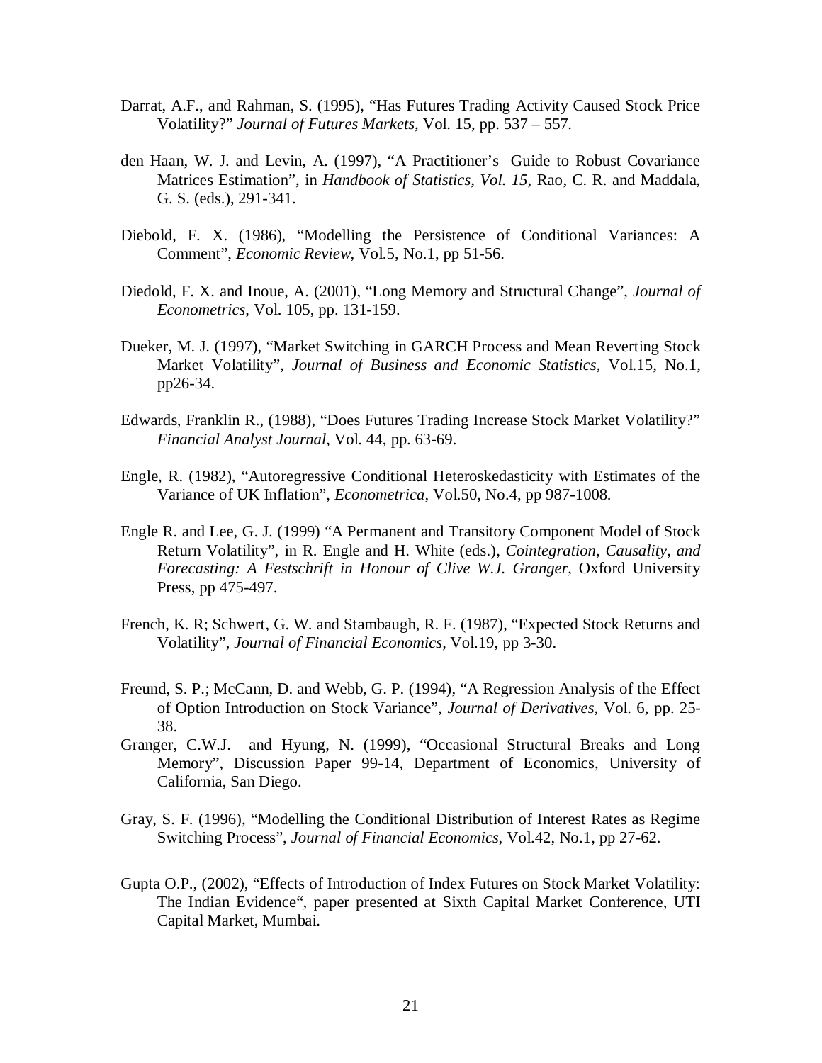Darrat, A.F., and Rahman, S. (1995), "Has Futures Trading Activity Caused Stock Price Volatility?" *Journal of Futures Markets*, Vol. 15, pp. 537 – 557.

den Haan, W. J. and Levin, A. (1997), "A Practitioner's Guide to Robust Covariance Matrices Estimation", in *Handbook of Statistics, Vol. 15*, Rao, C. R. and Maddala, G. S. (eds.), 291-341.

Diebold, F. X. (1986), "Modelling the Persistence of Conditional Variances: A Comment", *Economic Review,* Vol.5, No.1, pp 51-56.

Diedold, F. X. and Inoue, A. (2001), "Long Memory and Structural Change", *Journal of Econometrics*, Vol. 105, pp. 131-159.

Dueker, M. J. (1997), "Market Switching in GARCH Process and Mean Reverting Stock Market Volatility", *Journal of Business and Economic Statistics*, Vol.15, No.1, pp26-34.

Edwards, Franklin R., (1988), "Does Futures Trading Increase Stock Market Volatility?" *Financial Analyst Journal*, Vol. 44, pp. 63-69.

Engle, R. (1982), "Autoregressive Conditional Heteroskedasticity with Estimates of the Variance of UK Inflation", *Econometrica*, Vol.50, No.4, pp 987-1008.

Engle R. and Lee, G. J. (1999) "A Permanent and Transitory Component Model of Stock Return Volatility", in R. Engle and H. White (eds.), *Cointegration, Causality, and Forecasting: A Festschrift in Honour of Clive W.J. Granger*, Oxford University Press, pp 475-497.

French, K. R; Schwert, G. W. and Stambaugh, R. F. (1987), "Expected Stock Returns and Volatility", *Journal of Financial Economics,* Vol.19, pp 3-30.

Freund, S. P.; McCann, D. and Webb, G. P. (1994), "A Regression Analysis of the Effect of Option Introduction on Stock Variance", *Journal of Derivatives*, Vol. 6, pp. 25-38.

Granger, C.W.J. and Hyung, N. (1999), "Occasional Structural Breaks and Long Memory", Discussion Paper 99-14, Department of Economics, University of California, San Diego.

Gray, S. F. (1996), "Modelling the Conditional Distribution of Interest Rates as Regime Switching Process", *Journal of Financial Economics*, Vol.42, No.1, pp 27-62.

Gupta O.P., (2002), "Effects of Introduction of Index Futures on Stock Market Volatility: The Indian Evidence", paper presented at Sixth Capital Market Conference, UTI Capital Market, Mumbai.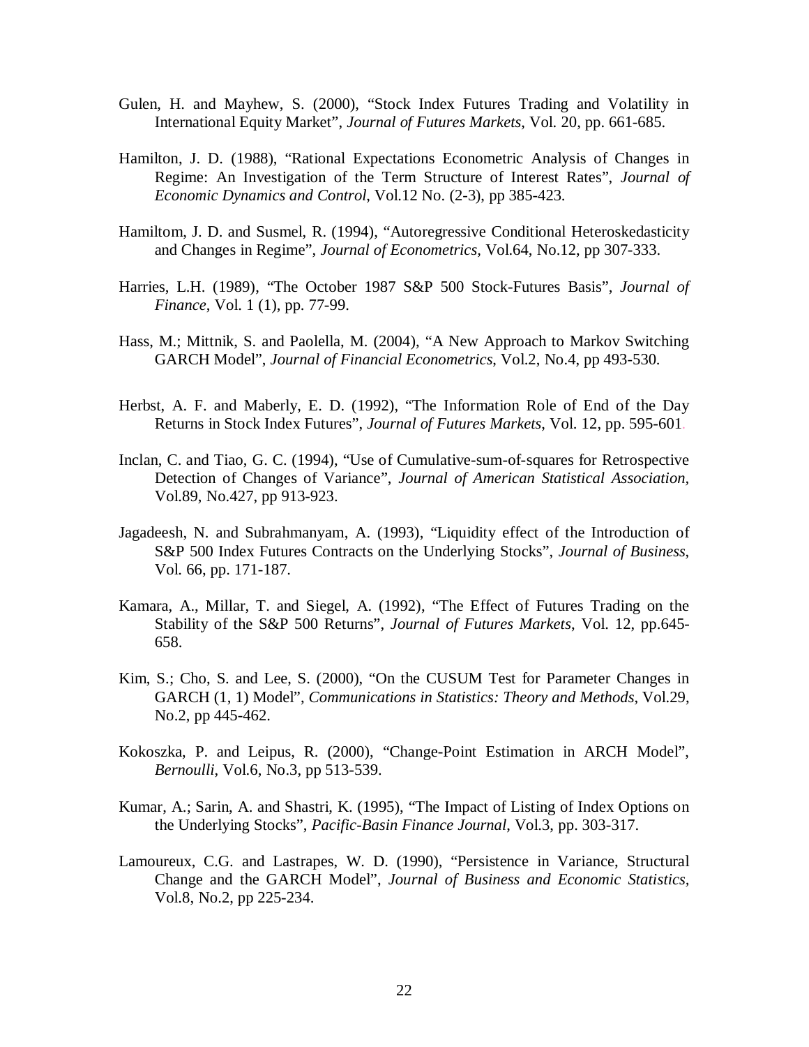Gulen, H. and Mayhew, S. (2000), "Stock Index Futures Trading and Volatility in International Equity Market", *Journal of Futures Markets*, Vol. 20, pp. 661-685.

Hamilton, J. D. (1988), "Rational Expectations Econometric Analysis of Changes in Regime: An Investigation of the Term Structure of Interest Rates", *Journal of Economic Dynamics and Control*, Vol.12 No. (2-3), pp 385-423.

Hamiltom, J. D. and Susmel, R. (1994), "Autoregressive Conditional Heteroskedasticity and Changes in Regime", *Journal of Econometrics*, Vol.64, No.12, pp 307-333.

Harries, L.H. (1989), "The October 1987 S&P 500 Stock-Futures Basis", *Journal of Finance*, Vol. 1 (1), pp. 77-99.

Hass, M.; Mittnik, S. and Paolella, M. (2004), "A New Approach to Markov Switching GARCH Model", *Journal of Financial Econometrics*, Vol.2, No.4, pp 493-530.

Herbst, A. F. and Maberly, E. D. (1992), "The Information Role of End of the Day Returns in Stock Index Futures", *Journal of Futures Markets*, Vol. 12, pp. 595-601.

Inclan, C. and Tiao, G. C. (1994), "Use of Cumulative-sum-of-squares for Retrospective Detection of Changes of Variance", *Journal of American Statistical Association*, Vol.89, No.427, pp 913-923.

Jagadeesh, N. and Subrahmanyam, A. (1993), "Liquidity effect of the Introduction of S&P 500 Index Futures Contracts on the Underlying Stocks", *Journal of Business*, Vol. 66, pp. 171-187.

Kamara, A., Millar, T. and Siegel, A. (1992), "The Effect of Futures Trading on the Stability of the S&P 500 Returns", *Journal of Futures Markets*, Vol. 12, pp.645-658.

Kim, S.; Cho, S. and Lee, S. (2000), "On the CUSUM Test for Parameter Changes in GARCH (1, 1) Model", *Communications in Statistics: Theory and Methods*, Vol.29, No.2, pp 445-462.

Kokoszka, P. and Leipus, R. (2000), "Change-Point Estimation in ARCH Model", *Bernoulli*, Vol.6, No.3, pp 513-539.

Kumar, A.; Sarin, A. and Shastri, K. (1995), "The Impact of Listing of Index Options on the Underlying Stocks", *Pacific-Basin Finance Journal*, Vol.3, pp. 303-317.

Lamoureux, C.G. and Lastrapes, W. D. (1990), "Persistence in Variance, Structural Change and the GARCH Model", *Journal of Business and Economic Statistics*, Vol.8, No.2, pp 225-234.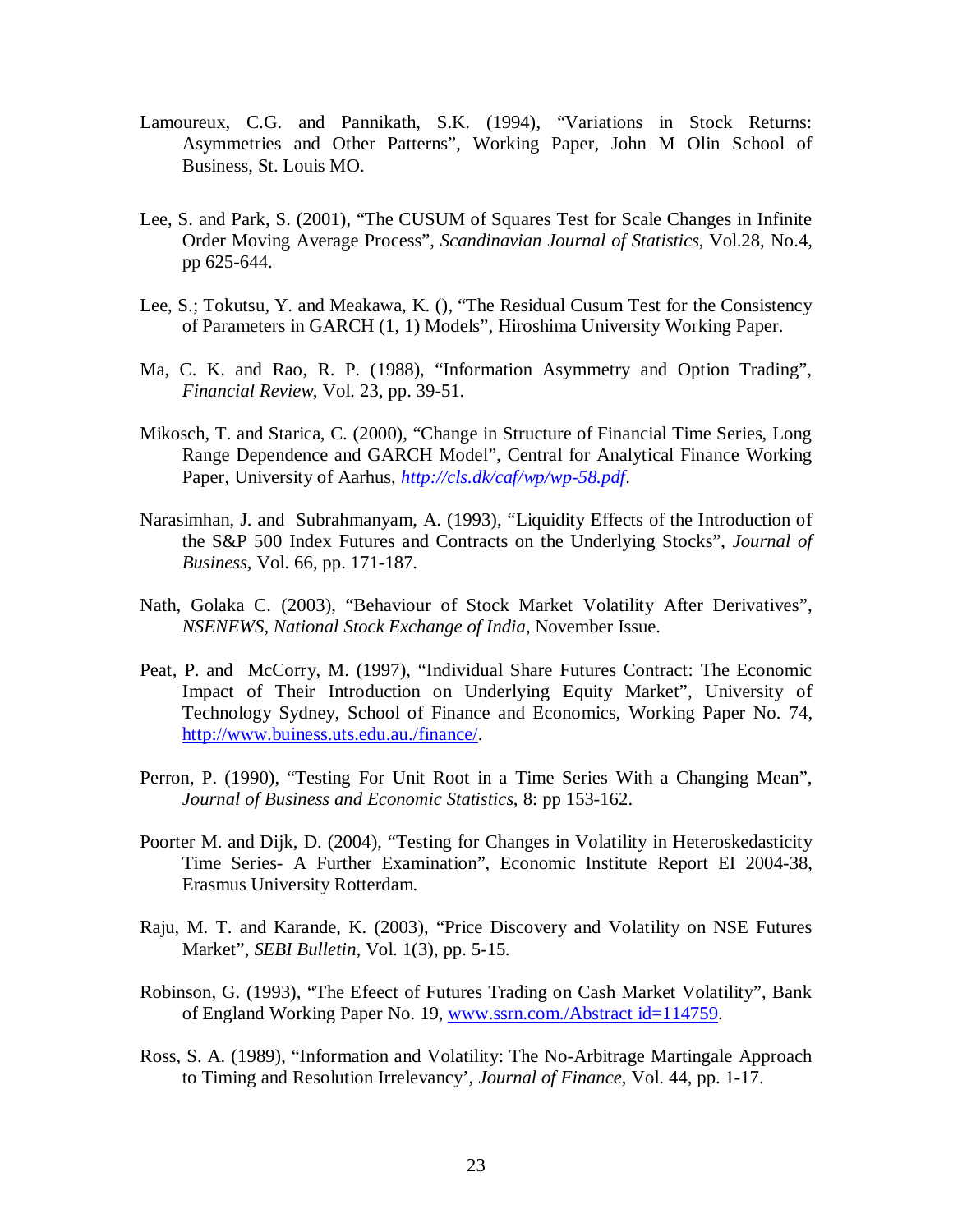Lamoureux, C.G. and Pannikath, S.K. (1994), "Variations in Stock Returns: Asymmetries and Other Patterns", Working Paper, John M Olin School of Business, St. Louis MO.

Lee, S. and Park, S. (2001), "The CUSUM of Squares Test for Scale Changes in Infinite Order Moving Average Process", *Scandinavian Journal of Statistics*, Vol.28, No.4, pp 625-644.

Lee, S.; Tokutsu, Y. and Meakawa, K. (), "The Residual Cusum Test for the Consistency of Parameters in GARCH (1, 1) Models", Hiroshima University Working Paper.

Ma, C. K. and Rao, R. P. (1988), "Information Asymmetry and Option Trading", *Financial Review*, Vol. 23, pp. 39-51.

Mikosch, T. and Starica, C. (2000), "Change in Structure of Financial Time Series, Long Range Dependence and GARCH Model", Central for Analytical Finance Working Paper, University of Aarhus, *http://cls.dk/caf/wp/wp-58.pdf*.

Narasimhan, J. and Subrahmanyam, A. (1993), "Liquidity Effects of the Introduction of the S&P 500 Index Futures and Contracts on the Underlying Stocks", *Journal of Business*, Vol. 66, pp. 171-187.

Nath, Golaka C. (2003), "Behaviour of Stock Market Volatility After Derivatives", *NSENEWS, National Stock Exchange of India*, November Issue.

Peat, P. and McCorry, M. (1997), "Individual Share Futures Contract: The Economic Impact of Their Introduction on Underlying Equity Market", University of Technology Sydney, School of Finance and Economics, Working Paper No. 74, http://www.buiness.uts.edu.au./finance/.

Perron, P. (1990), "Testing For Unit Root in a Time Series With a Changing Mean", *Journal of Business and Economic Statistics*, 8: pp 153-162.

Poorter M. and Dijk, D. (2004), "Testing for Changes in Volatility in Heteroskedasticity Time Series- A Further Examination", Economic Institute Report EI 2004-38, Erasmus University Rotterdam.

Raju, M. T. and Karande, K. (2003), "Price Discovery and Volatility on NSE Futures Market", *SEBI Bulletin*, Vol. 1(3), pp. 5-15.

Robinson, G. (1993), "The Efeect of Futures Trading on Cash Market Volatility", Bank of England Working Paper No. 19, www.ssrn.com./Abstract id=114759.

Ross, S. A. (1989), "Information and Volatility: The No-Arbitrage Martingale Approach to Timing and Resolution Irrelevancy', *Journal of Finance*, Vol. 44, pp. 1-17.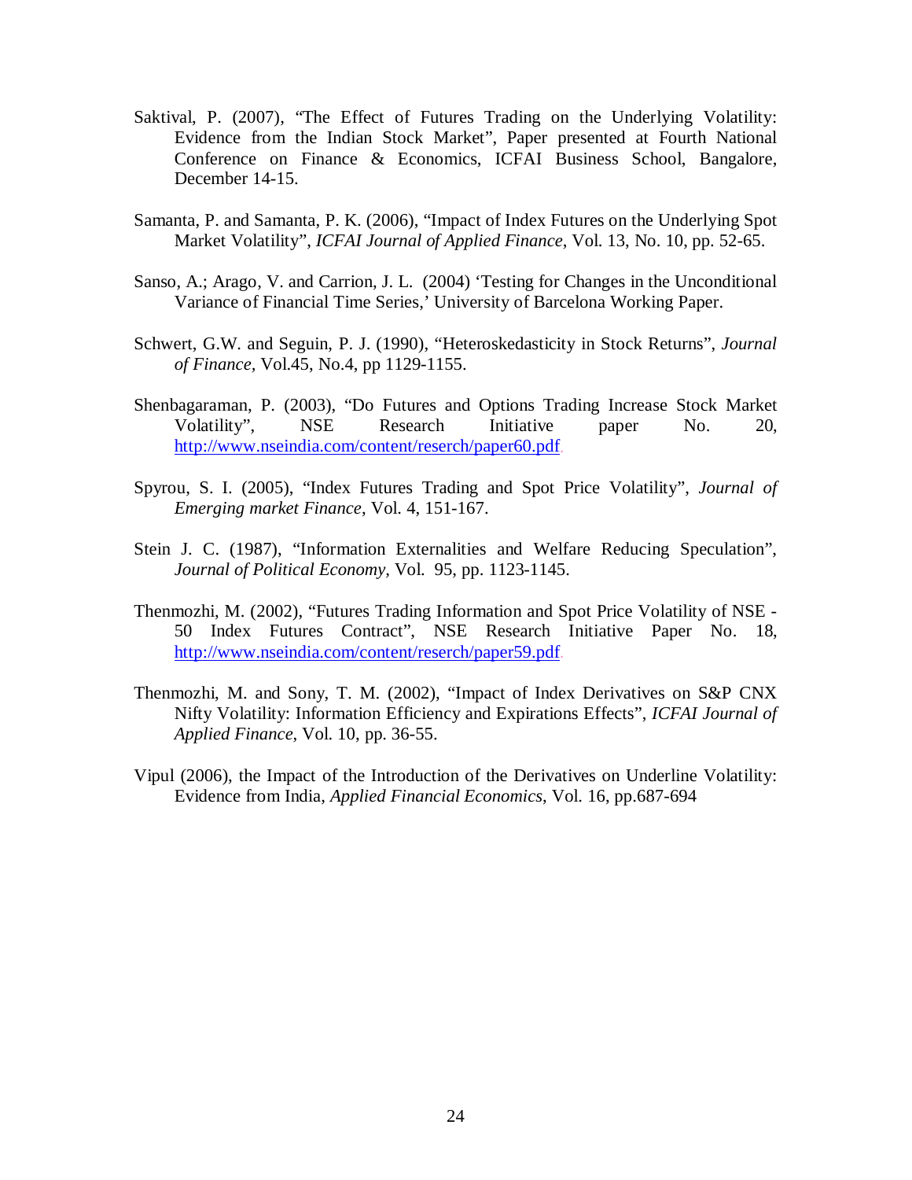Saktival, P. (2007), "The Effect of Futures Trading on the Underlying Volatility: Evidence from the Indian Stock Market", Paper presented at Fourth National Conference on Finance & Economics, ICFAI Business School, Bangalore, December 14-15.

Samanta, P. and Samanta, P. K. (2006), "Impact of Index Futures on the Underlying Spot Market Volatility", *ICFAI Journal of Applied Finance*, Vol. 13, No. 10, pp. 52-65.

Sanso, A.; Arago, V. and Carrion, J. L. (2004) 'Testing for Changes in the Unconditional Variance of Financial Time Series,' University of Barcelona Working Paper.

Schwert, G.W. and Seguin, P. J. (1990), "Heteroskedasticity in Stock Returns", *Journal of Finance*, Vol.45, No.4, pp 1129-1155.

Shenbagaraman, P. (2003), "Do Futures and Options Trading Increase Stock Market Volatility", NSE Research Initiative paper No. 20, http://www.nseindia.com/content/reserch/paper60.pdf.

Spyrou, S. I. (2005), "Index Futures Trading and Spot Price Volatility", *Journal of Emerging market Finance*, Vol. 4, 151-167.

Stein J. C. (1987), "Information Externalities and Welfare Reducing Speculation", *Journal of Political Economy,* Vol. 95, pp. 1123-1145.

Thenmozhi, M. (2002), "Futures Trading Information and Spot Price Volatility of NSE - 50 Index Futures Contract", NSE Research Initiative Paper No. 18, http://www.nseindia.com/content/reserch/paper59.pdf.

Thenmozhi, M. and Sony, T. M. (2002), "Impact of Index Derivatives on S&P CNX Nifty Volatility: Information Efficiency and Expirations Effects", *ICFAI Journal of Applied Finance*, Vol. 10, pp. 36-55.

Vipul (2006), the Impact of the Introduction of the Derivatives on Underline Volatility: Evidence from India, *Applied Financial Economics*, Vol. 16, pp.687-694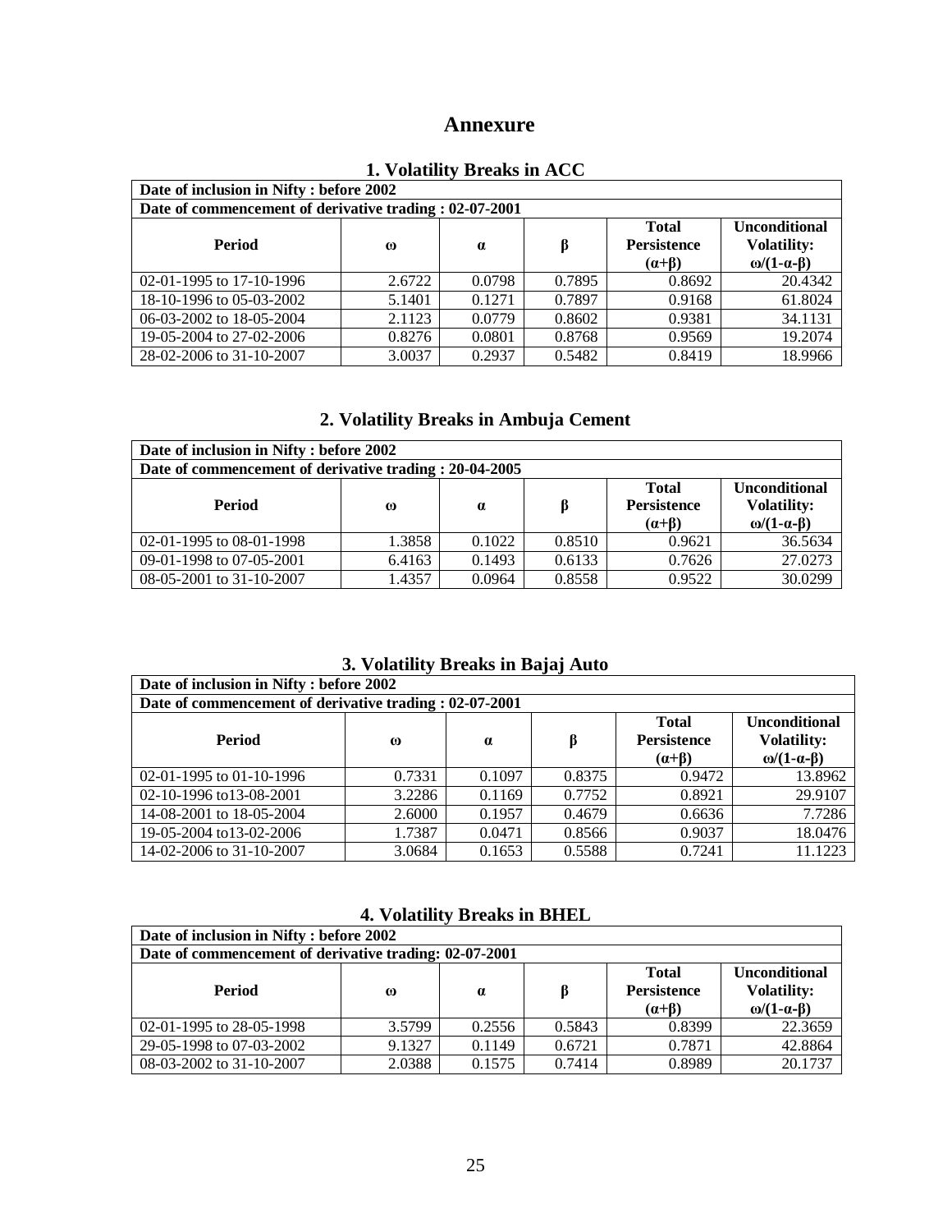# Annexure

## 1. Volatility Breaks in ACC

| Date of inclusion in Nifty : before 2002 | | | | | |
|---|---|---|---|---|---|
| Date of commencement of derivative trading : 02-07-2001 | | | | | |
| **Period** | **ω** | **α** | **β** | **Total Persistence (α+β)** | **Unconditional Volatility: ω/(1-α-β)** |
| 02-01-1995 to 17-10-1996 | 2.6722 | 0.0798 | 0.7895 | 0.8692 | 20.4342 |
| 18-10-1996 to 05-03-2002 | 5.1401 | 0.1271 | 0.7897 | 0.9168 | 61.8024 |
| 06-03-2002 to 18-05-2004 | 2.1123 | 0.0779 | 0.8602 | 0.9381 | 34.1131 |
| 19-05-2004 to 27-02-2006 | 0.8276 | 0.0801 | 0.8768 | 0.9569 | 19.2074 |
| 28-02-2006 to 31-10-2007 | 3.0037 | 0.2937 | 0.5482 | 0.8419 | 18.9966 |

## 2. Volatility Breaks in Ambuja Cement

| Date of inclusion in Nifty : before 2002 | | | | | |
|---|---|---|---|---|---|
| Date of commencement of derivative trading : 20-04-2005 | | | | | |
| **Period** | **ω** | **α** | **β** | **Total Persistence (α+β)** | **Unconditional Volatility: ω/(1-α-β)** |
| 02-01-1995 to 08-01-1998 | 1.3858 | 0.1022 | 0.8510 | 0.9621 | 36.5634 |
| 09-01-1998 to 07-05-2001 | 6.4163 | 0.1493 | 0.6133 | 0.7626 | 27.0273 |
| 08-05-2001 to 31-10-2007 | 1.4357 | 0.0964 | 0.8558 | 0.9522 | 30.0299 |

## 3. Volatility Breaks in Bajaj Auto

| Date of inclusion in Nifty : before 2002 | | | | | |
|---|---|---|---|---|---|
| Date of commencement of derivative trading : 02-07-2001 | | | | | |
| **Period** | **ω** | **α** | **β** | **Total Persistence (α+β)** | **Unconditional Volatility: ω/(1-α-β)** |
| 02-01-1995 to 01-10-1996 | 0.7331 | 0.1097 | 0.8375 | 0.9472 | 13.8962 |
| 02-10-1996 to13-08-2001 | 3.2286 | 0.1169 | 0.7752 | 0.8921 | 29.9107 |
| 14-08-2001 to 18-05-2004 | 2.6000 | 0.1957 | 0.4679 | 0.6636 | 7.7286 |
| 19-05-2004 to13-02-2006 | 1.7387 | 0.0471 | 0.8566 | 0.9037 | 18.0476 |
| 14-02-2006 to 31-10-2007 | 3.0684 | 0.1653 | 0.5588 | 0.7241 | 11.1223 |

## 4. Volatility Breaks in BHEL

| Date of inclusion in Nifty : before 2002 | | | | | |
|---|---|---|---|---|---|
| Date of commencement of derivative trading: 02-07-2001 | | | | | |
| **Period** | **ω** | **α** | **β** | **Total Persistence (α+β)** | **Unconditional Volatility: ω/(1-α-β)** |
| 02-01-1995 to 28-05-1998 | 3.5799 | 0.2556 | 0.5843 | 0.8399 | 22.3659 |
| 29-05-1998 to 07-03-2002 | 9.1327 | 0.1149 | 0.6721 | 0.7871 | 42.8864 |
| 08-03-2002 to 31-10-2007 | 2.0388 | 0.1575 | 0.7414 | 0.8989 | 20.1737 |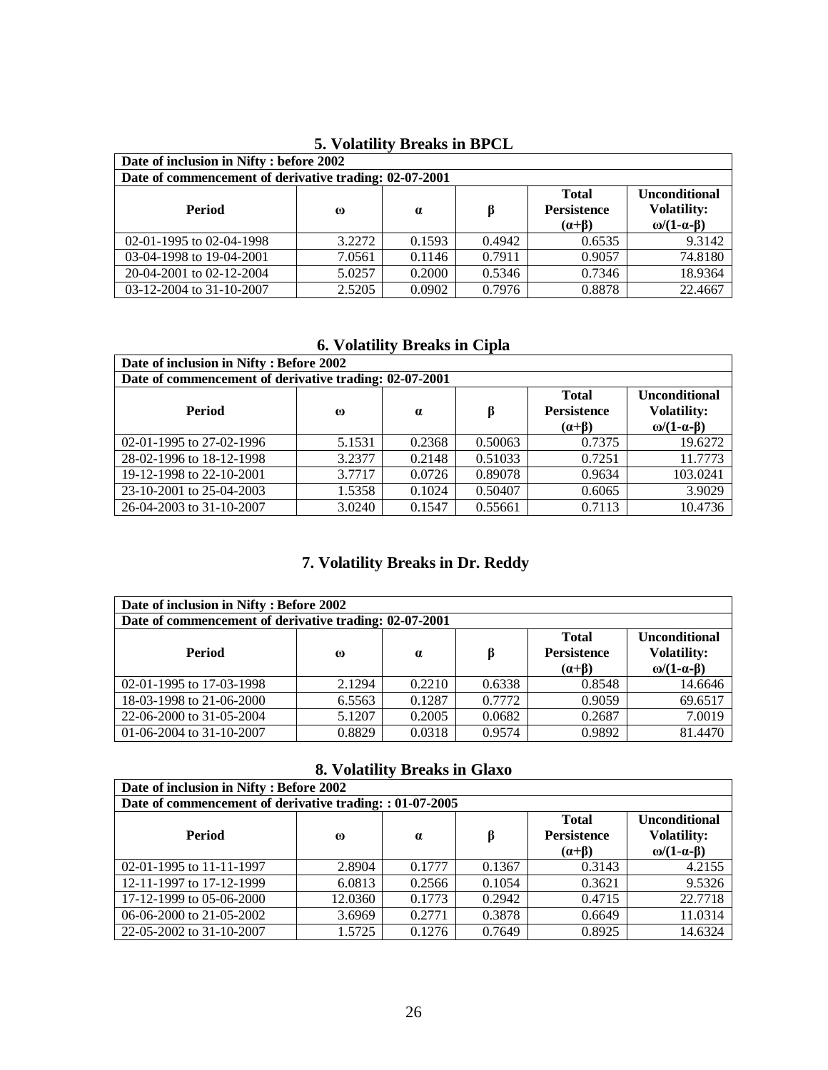## 5. Volatility Breaks in BPCL

| Date of inclusion in Nifty : before 2002 | | | | | |
|---|---|---|---|---|---|
| **Date of commencement of derivative trading: 02-07-2001** | | | | | |
| **Period** | **ω** | **α** | **β** | **Total Persistence (α+β)** | **Unconditional Volatility: ω/(1-α-β)** |
| 02-01-1995 to 02-04-1998 | 3.2272 | 0.1593 | 0.4942 | 0.6535 | 9.3142 |
| 03-04-1998 to 19-04-2001 | 7.0561 | 0.1146 | 0.7911 | 0.9057 | 74.8180 |
| 20-04-2001 to 02-12-2004 | 5.0257 | 0.2000 | 0.5346 | 0.7346 | 18.9364 |
| 03-12-2004 to 31-10-2007 | 2.5205 | 0.0902 | 0.7976 | 0.8878 | 22.4667 |

## 6. Volatility Breaks in Cipla

| Date of inclusion in Nifty : Before 2002 | | | | | |
|---|---|---|---|---|---|
| **Date of commencement of derivative trading: 02-07-2001** | | | | | |
| **Period** | **ω** | **α** | **β** | **Total Persistence (α+β)** | **Unconditional Volatility: ω/(1-α-β)** |
| 02-01-1995 to 27-02-1996 | 5.1531 | 0.2368 | 0.50063 | 0.7375 | 19.6272 |
| 28-02-1996 to 18-12-1998 | 3.2377 | 0.2148 | 0.51033 | 0.7251 | 11.7773 |
| 19-12-1998 to 22-10-2001 | 3.7717 | 0.0726 | 0.89078 | 0.9634 | 103.0241 |
| 23-10-2001 to 25-04-2003 | 1.5358 | 0.1024 | 0.50407 | 0.6065 | 3.9029 |
| 26-04-2003 to 31-10-2007 | 3.0240 | 0.1547 | 0.55661 | 0.7113 | 10.4736 |

## 7. Volatility Breaks in Dr. Reddy

| Date of inclusion in Nifty : Before 2002 | | | | | |
|---|---|---|---|---|---|
| **Date of commencement of derivative trading: 02-07-2001** | | | | | |
| **Period** | **ω** | **α** | **β** | **Total Persistence (α+β)** | **Unconditional Volatility: ω/(1-α-β)** |
| 02-01-1995 to 17-03-1998 | 2.1294 | 0.2210 | 0.6338 | 0.8548 | 14.6646 |
| 18-03-1998 to 21-06-2000 | 6.5563 | 0.1287 | 0.7772 | 0.9059 | 69.6517 |
| 22-06-2000 to 31-05-2004 | 5.1207 | 0.2005 | 0.0682 | 0.2687 | 7.0019 |
| 01-06-2004 to 31-10-2007 | 0.8829 | 0.0318 | 0.9574 | 0.9892 | 81.4470 |

## 8. Volatility Breaks in Glaxo

| Date of inclusion in Nifty : Before 2002 | | | | | |
|---|---|---|---|---|---|
| **Date of commencement of derivative trading: : 01-07-2005** | | | | | |
| **Period** | **ω** | **α** | **β** | **Total Persistence (α+β)** | **Unconditional Volatility: ω/(1-α-β)** |
| 02-01-1995 to 11-11-1997 | 2.8904 | 0.1777 | 0.1367 | 0.3143 | 4.2155 |
| 12-11-1997 to 17-12-1999 | 6.0813 | 0.2566 | 0.1054 | 0.3621 | 9.5326 |
| 17-12-1999 to 05-06-2000 | 12.0360 | 0.1773 | 0.2942 | 0.4715 | 22.7718 |
| 06-06-2000 to 21-05-2002 | 3.6969 | 0.2771 | 0.3878 | 0.6649 | 11.0314 |
| 22-05-2002 to 31-10-2007 | 1.5725 | 0.1276 | 0.7649 | 0.8925 | 14.6324 |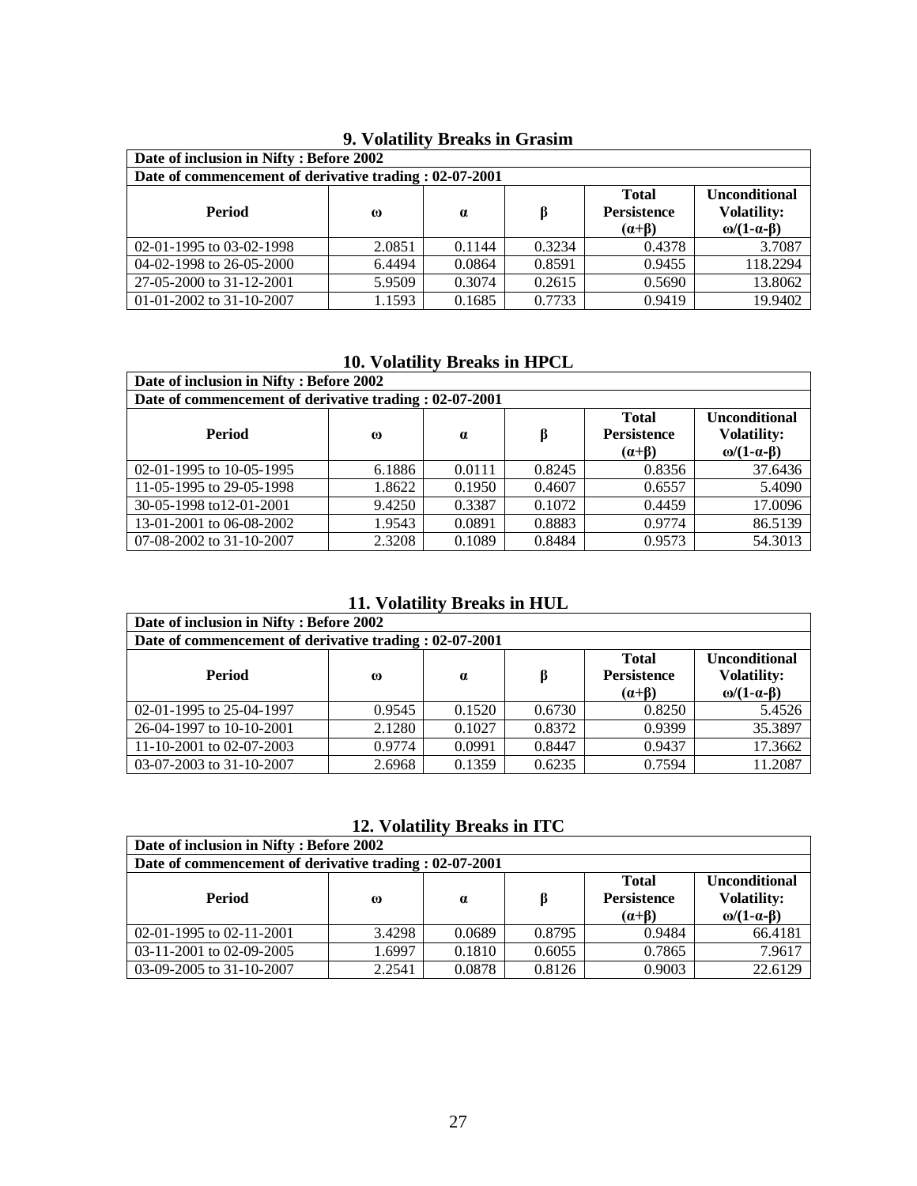## 9. Volatility Breaks in Grasim

| Date of inclusion in Nifty : Before 2002 | | | | | |
|---|---|---|---|---|---|
| **Date of commencement of derivative trading : 02-07-2001** | | | | | |
| **Period** | **ω** | **α** | **β** | **Total Persistence (α+β)** | **Unconditional Volatility: ω/(1-α-β)** |
| 02-01-1995 to 03-02-1998 | 2.0851 | 0.1144 | 0.3234 | 0.4378 | 3.7087 |
| 04-02-1998 to 26-05-2000 | 6.4494 | 0.0864 | 0.8591 | 0.9455 | 118.2294 |
| 27-05-2000 to 31-12-2001 | 5.9509 | 0.3074 | 0.2615 | 0.5690 | 13.8062 |
| 01-01-2002 to 31-10-2007 | 1.1593 | 0.1685 | 0.7733 | 0.9419 | 19.9402 |

## 10. Volatility Breaks in HPCL

| Date of inclusion in Nifty : Before 2002 | | | | | |
|---|---|---|---|---|---|
| **Date of commencement of derivative trading : 02-07-2001** | | | | | |
| **Period** | **ω** | **α** | **β** | **Total Persistence (α+β)** | **Unconditional Volatility: ω/(1-α-β)** |
| 02-01-1995 to 10-05-1995 | 6.1886 | 0.0111 | 0.8245 | 0.8356 | 37.6436 |
| 11-05-1995 to 29-05-1998 | 1.8622 | 0.1950 | 0.4607 | 0.6557 | 5.4090 |
| 30-05-1998 to12-01-2001 | 9.4250 | 0.3387 | 0.1072 | 0.4459 | 17.0096 |
| 13-01-2001 to 06-08-2002 | 1.9543 | 0.0891 | 0.8883 | 0.9774 | 86.5139 |
| 07-08-2002 to 31-10-2007 | 2.3208 | 0.1089 | 0.8484 | 0.9573 | 54.3013 |

## 11. Volatility Breaks in HUL

| Date of inclusion in Nifty : Before 2002 | | | | | |
|---|---|---|---|---|---|
| **Date of commencement of derivative trading : 02-07-2001** | | | | | |
| **Period** | **ω** | **α** | **β** | **Total Persistence (α+β)** | **Unconditional Volatility: ω/(1-α-β)** |
| 02-01-1995 to 25-04-1997 | 0.9545 | 0.1520 | 0.6730 | 0.8250 | 5.4526 |
| 26-04-1997 to 10-10-2001 | 2.1280 | 0.1027 | 0.8372 | 0.9399 | 35.3897 |
| 11-10-2001 to 02-07-2003 | 0.9774 | 0.0991 | 0.8447 | 0.9437 | 17.3662 |
| 03-07-2003 to 31-10-2007 | 2.6968 | 0.1359 | 0.6235 | 0.7594 | 11.2087 |

## 12. Volatility Breaks in ITC

| Date of inclusion in Nifty : Before 2002 | | | | | |
|---|---|---|---|---|---|
| **Date of commencement of derivative trading : 02-07-2001** | | | | | |
| **Period** | **ω** | **α** | **β** | **Total Persistence (α+β)** | **Unconditional Volatility: ω/(1-α-β)** |
| 02-01-1995 to 02-11-2001 | 3.4298 | 0.0689 | 0.8795 | 0.9484 | 66.4181 |
| 03-11-2001 to 02-09-2005 | 1.6997 | 0.1810 | 0.6055 | 0.7865 | 7.9617 |
| 03-09-2005 to 31-10-2007 | 2.2541 | 0.0878 | 0.8126 | 0.9003 | 22.6129 |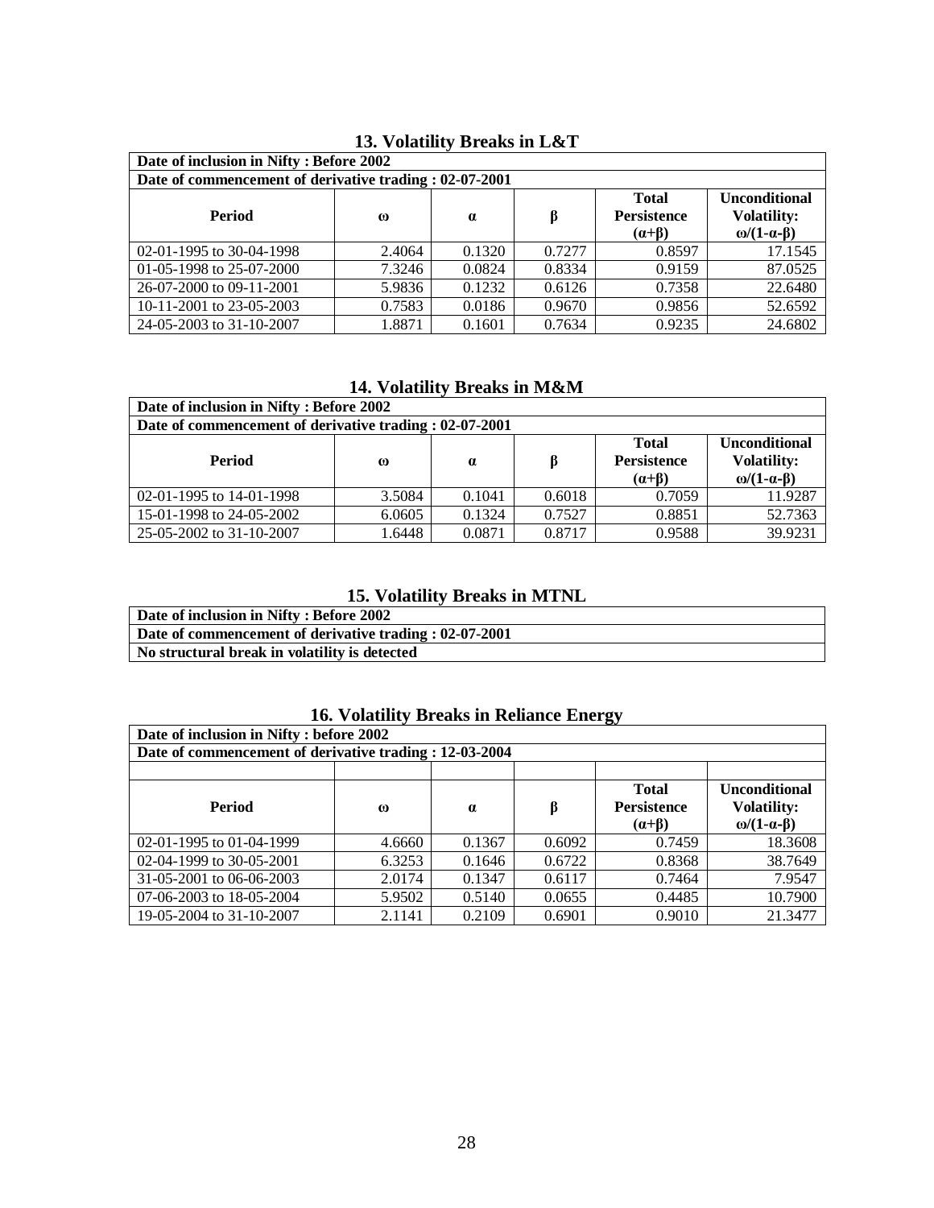### 13. Volatility Breaks in L&T

| Date of inclusion in Nifty : Before 2002 | | | | | |
|---|---|---|---|---|---|
| **Date of commencement of derivative trading : 02-07-2001** | | | | | |
| **Period** | **ω** | **α** | **β** | **Total Persistence (α+β)** | **Unconditional Volatility: ω/(1-α-β)** |
| 02-01-1995 to 30-04-1998 | 2.4064 | 0.1320 | 0.7277 | 0.8597 | 17.1545 |
| 01-05-1998 to 25-07-2000 | 7.3246 | 0.0824 | 0.8334 | 0.9159 | 87.0525 |
| 26-07-2000 to 09-11-2001 | 5.9836 | 0.1232 | 0.6126 | 0.7358 | 22.6480 |
| 10-11-2001 to 23-05-2003 | 0.7583 | 0.0186 | 0.9670 | 0.9856 | 52.6592 |
| 24-05-2003 to 31-10-2007 | 1.8871 | 0.1601 | 0.7634 | 0.9235 | 24.6802 |

### 14. Volatility Breaks in M&M

| Date of inclusion in Nifty : Before 2002 | | | | | |
|---|---|---|---|---|---|
| **Date of commencement of derivative trading : 02-07-2001** | | | | | |
| **Period** | **ω** | **α** | **β** | **Total Persistence (α+β)** | **Unconditional Volatility: ω/(1-α-β)** |
| 02-01-1995 to 14-01-1998 | 3.5084 | 0.1041 | 0.6018 | 0.7059 | 11.9287 |
| 15-01-1998 to 24-05-2002 | 6.0605 | 0.1324 | 0.7527 | 0.8851 | 52.7363 |
| 25-05-2002 to 31-10-2007 | 1.6448 | 0.0871 | 0.8717 | 0.9588 | 39.9231 |

### 15. Volatility Breaks in MTNL

| Date of inclusion in Nifty : Before 2002 |
|---|
| **Date of commencement of derivative trading : 02-07-2001** |
| **No structural break in volatility is detected** |

### 16. Volatility Breaks in Reliance Energy

| Date of inclusion in Nifty : before 2002 | | | | | |
|---|---|---|---|---|---|
| **Date of commencement of derivative trading : 12-03-2004** | | | | | |
| | | | | | |
| **Period** | **ω** | **α** | **β** | **Total Persistence (α+β)** | **Unconditional Volatility: ω/(1-α-β)** |
| 02-01-1995 to 01-04-1999 | 4.6660 | 0.1367 | 0.6092 | 0.7459 | 18.3608 |
| 02-04-1999 to 30-05-2001 | 6.3253 | 0.1646 | 0.6722 | 0.8368 | 38.7649 |
| 31-05-2001 to 06-06-2003 | 2.0174 | 0.1347 | 0.6117 | 0.7464 | 7.9547 |
| 07-06-2003 to 18-05-2004 | 5.9502 | 0.5140 | 0.0655 | 0.4485 | 10.7900 |
| 19-05-2004 to 31-10-2007 | 2.1141 | 0.2109 | 0.6901 | 0.9010 | 21.3477 |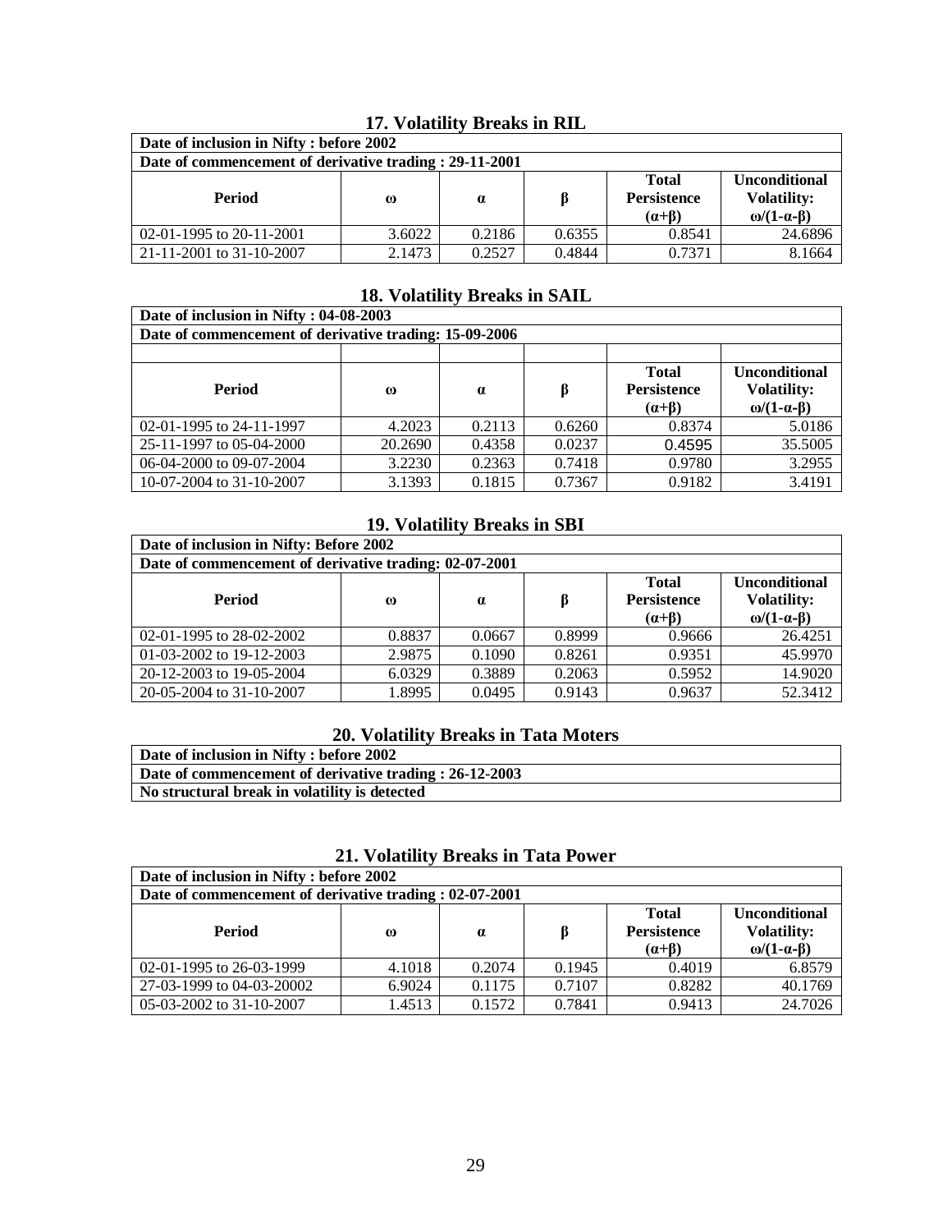## 17. Volatility Breaks in RIL

| Date of inclusion in Nifty : before 2002 | | | | | |
|---|---|---|---|---|---|
| **Date of commencement of derivative trading : 29-11-2001** | | | | | |
| **Period** | **ω** | **α** | **β** | **Total Persistence (α+β)** | **Unconditional Volatility: ω/(1-α-β)** |
| 02-01-1995 to 20-11-2001 | 3.6022 | 0.2186 | 0.6355 | 0.8541 | 24.6896 |
| 21-11-2001 to 31-10-2007 | 2.1473 | 0.2527 | 0.4844 | 0.7371 | 8.1664 |

## 18. Volatility Breaks in SAIL

| Date of inclusion in Nifty : 04-08-2003 | | | | | |
|---|---|---|---|---|---|
| **Date of commencement of derivative trading: 15-09-2006** | | | | | |
| | | | | | |
| **Period** | **ω** | **α** | **β** | **Total Persistence (α+β)** | **Unconditional Volatility: ω/(1-α-β)** |
| 02-01-1995 to 24-11-1997 | 4.2023 | 0.2113 | 0.6260 | 0.8374 | 5.0186 |
| 25-11-1997 to 05-04-2000 | 20.2690 | 0.4358 | 0.0237 | 0.4595 | 35.5005 |
| 06-04-2000 to 09-07-2004 | 3.2230 | 0.2363 | 0.7418 | 0.9780 | 3.2955 |
| 10-07-2004 to 31-10-2007 | 3.1393 | 0.1815 | 0.7367 | 0.9182 | 3.4191 |

## 19. Volatility Breaks in SBI

| Date of inclusion in Nifty: Before 2002 | | | | | |
|---|---|---|---|---|---|
| **Date of commencement of derivative trading: 02-07-2001** | | | | | |
| **Period** | **ω** | **α** | **β** | **Total Persistence (α+β)** | **Unconditional Volatility: ω/(1-α-β)** |
| 02-01-1995 to 28-02-2002 | 0.8837 | 0.0667 | 0.8999 | 0.9666 | 26.4251 |
| 01-03-2002 to 19-12-2003 | 2.9875 | 0.1090 | 0.8261 | 0.9351 | 45.9970 |
| 20-12-2003 to 19-05-2004 | 6.0329 | 0.3889 | 0.2063 | 0.5952 | 14.9020 |
| 20-05-2004 to 31-10-2007 | 1.8995 | 0.0495 | 0.9143 | 0.9637 | 52.3412 |

## 20. Volatility Breaks in Tata Moters

| Date of inclusion in Nifty : before 2002 |
|---|
| **Date of commencement of derivative trading : 26-12-2003** |
| **No structural break in volatility is detected** |

## 21. Volatility Breaks in Tata Power

| Date of inclusion in Nifty : before 2002 | | | | | |
|---|---|---|---|---|---|
| **Date of commencement of derivative trading : 02-07-2001** | | | | | |
| **Period** | **ω** | **α** | **β** | **Total Persistence (α+β)** | **Unconditional Volatility: ω/(1-α-β)** |
| 02-01-1995 to 26-03-1999 | 4.1018 | 0.2074 | 0.1945 | 0.4019 | 6.8579 |
| 27-03-1999 to 04-03-20002 | 6.9024 | 0.1175 | 0.7107 | 0.8282 | 40.1769 |
| 05-03-2002 to 31-10-2007 | 1.4513 | 0.1572 | 0.7841 | 0.9413 | 24.7026 |